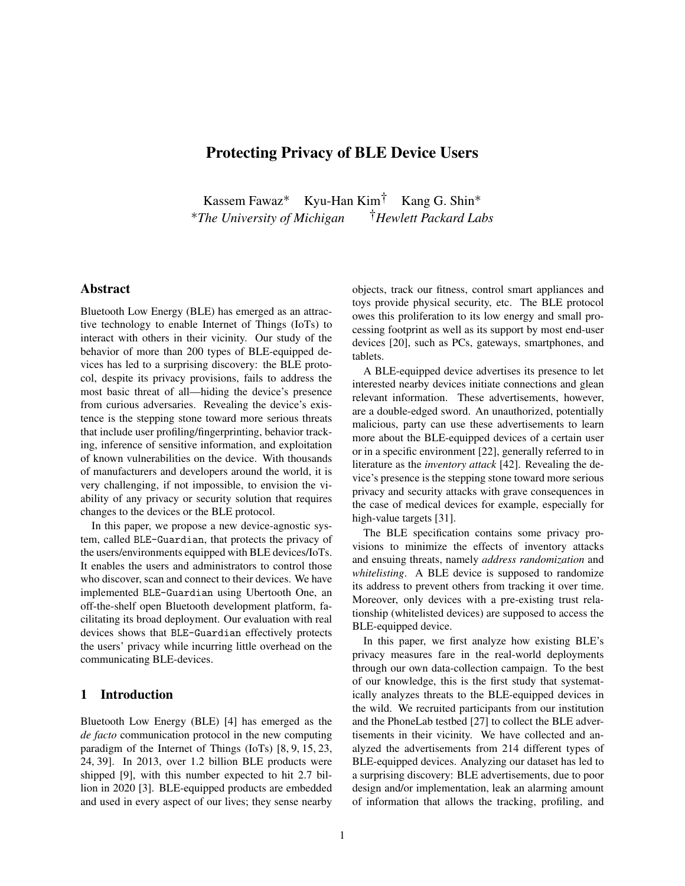# Protecting Privacy of BLE Device Users

Kassem Fawaz* Kyu-Han Kim[†] Kang G. Shin*

*The University of Michigan [†]Hewlett Packard Labs*

## Abstract

Bluetooth Low Energy (BLE) has emerged as an attractive technology to enable Internet of Things (IoTs) to interact with others in their vicinity. Our study of the behavior of more than 200 types of BLE-equipped devices has led to a surprising discovery: the BLE protocol, despite its privacy provisions, fails to address the most basic threat of all—hiding the device's presence from curious adversaries. Revealing the device's existence is the stepping stone toward more serious threats that include user profiling/fingerprinting, behavior tracking, inference of sensitive information, and exploitation of known vulnerabilities on the device. With thousands of manufacturers and developers around the world, it is very challenging, if not impossible, to envision the viability of any privacy or security solution that requires changes to the devices or the BLE protocol.

In this paper, we propose a new device-agnostic system, called `BLE-Guardian`, that protects the privacy of the users/environments equipped with BLE devices/IoTs. It enables the users and administrators to control those who discover, scan and connect to their devices. We have implemented `BLE-Guardian` using Ubertooth One, an off-the-shelf open Bluetooth development platform, facilitating its broad deployment. Our evaluation with real devices shows that `BLE-Guardian` effectively protects the users' privacy while incurring little overhead on the communicating BLE-devices.

## 1 Introduction

Bluetooth Low Energy (BLE) [4] has emerged as the *de facto* communication protocol in the new computing paradigm of the Internet of Things (IoTs) [8, 9, 15, 23, 24, 39]. In 2013, over 1.2 billion BLE products were shipped [9], with this number expected to hit 2.7 billion in 2020 [3]. BLE-equipped products are embedded and used in every aspect of our lives; they sense nearby objects, track our fitness, control smart appliances and toys provide physical security, etc. The BLE protocol owes this proliferation to its low energy and small processing footprint as well as its support by most end-user devices [20], such as PCs, gateways, smartphones, and tablets.

A BLE-equipped device advertises its presence to let interested nearby devices initiate connections and glean relevant information. These advertisements, however, are a double-edged sword. An unauthorized, potentially malicious, party can use these advertisements to learn more about the BLE-equipped devices of a certain user or in a specific environment [22], generally referred to in literature as the *inventory attack* [42]. Revealing the device's presence is the stepping stone toward more serious privacy and security attacks with grave consequences in the case of medical devices for example, especially for high-value targets [31].

The BLE specification contains some privacy provisions to minimize the effects of inventory attacks and ensuing threats, namely *address randomization* and *whitelisting*. A BLE device is supposed to randomize its address to prevent others from tracking it over time. Moreover, only devices with a pre-existing trust relationship (whitelisted devices) are supposed to access the BLE-equipped device.

In this paper, we first analyze how existing BLE's privacy measures fare in the real-world deployments through our own data-collection campaign. To the best of our knowledge, this is the first study that systematically analyzes threats to the BLE-equipped devices in the wild. We recruited participants from our institution and the PhoneLab testbed [27] to collect the BLE advertisements in their vicinity. We have collected and analyzed the advertisements from 214 different types of BLE-equipped devices. Analyzing our dataset has led to a surprising discovery: BLE advertisements, due to poor design and/or implementation, leak an alarming amount of information that allows the tracking, profiling, and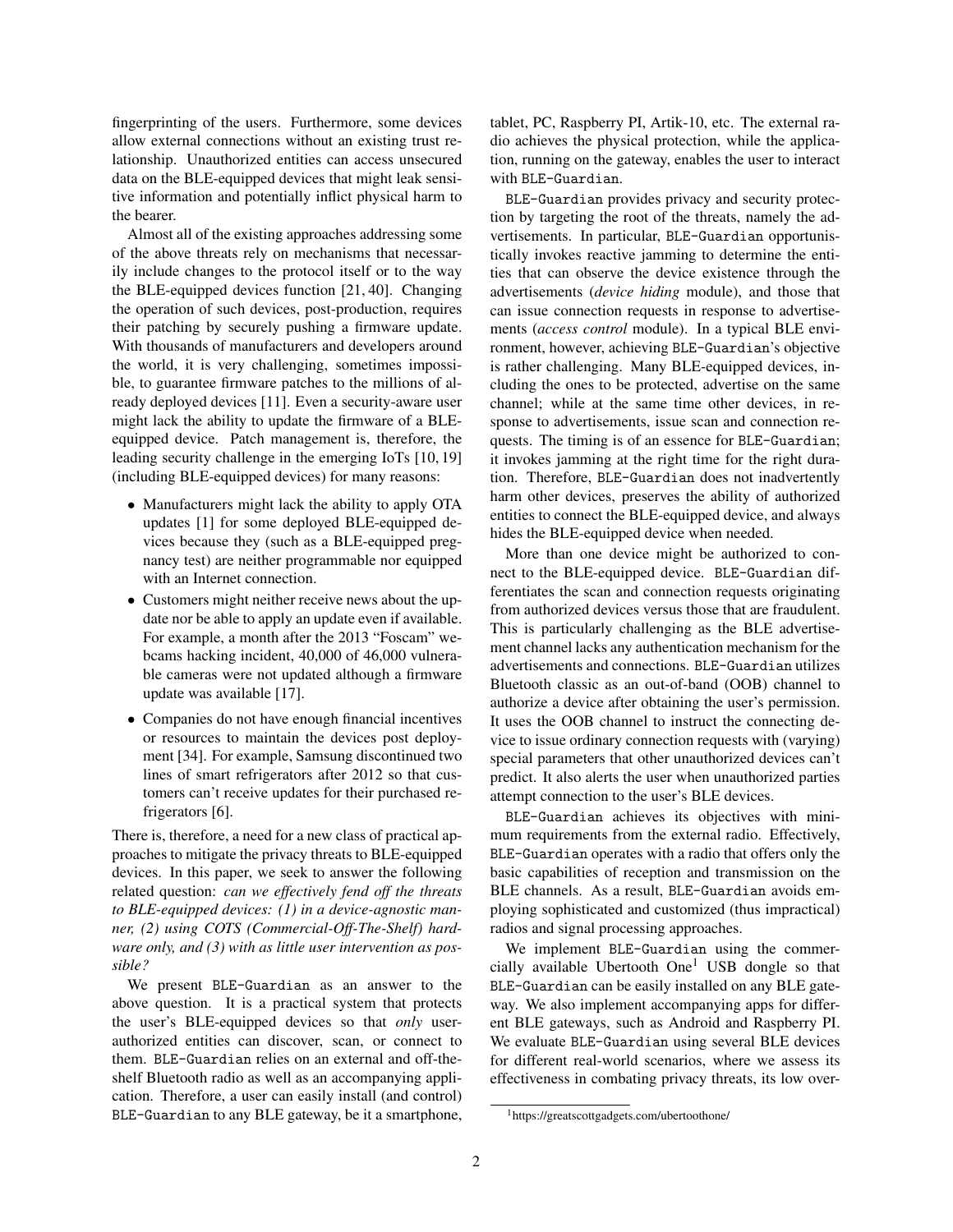fingerprinting of the users. Furthermore, some devices allow external connections without an existing trust relationship. Unauthorized entities can access unsecured data on the BLE-equipped devices that might leak sensitive information and potentially inflict physical harm to the bearer.

Almost all of the existing approaches addressing some of the above threats rely on mechanisms that necessarily include changes to the protocol itself or to the way the BLE-equipped devices function [21, 40]. Changing the operation of such devices, post-production, requires their patching by securely pushing a firmware update. With thousands of manufacturers and developers around the world, it is very challenging, sometimes impossible, to guarantee firmware patches to the millions of already deployed devices [11]. Even a security-aware user might lack the ability to update the firmware of a BLE-equipped device. Patch management is, therefore, the leading security challenge in the emerging IoTs [10, 19] (including BLE-equipped devices) for many reasons:

- Manufacturers might lack the ability to apply OTA updates [1] for some deployed BLE-equipped devices because they (such as a BLE-equipped pregnancy test) are neither programmable nor equipped with an Internet connection.
- Customers might neither receive news about the update nor be able to apply an update even if available. For example, a month after the 2013 "Foscam" webcams hacking incident, 40,000 of 46,000 vulnerable cameras were not updated although a firmware update was available [17].
- Companies do not have enough financial incentives or resources to maintain the devices post deployment [34]. For example, Samsung discontinued two lines of smart refrigerators after 2012 so that customers can't receive updates for their purchased refrigerators [6].

There is, therefore, a need for a new class of practical approaches to mitigate the privacy threats to BLE-equipped devices. In this paper, we seek to answer the following related question: *can we effectively fend off the threats to BLE-equipped devices: (1) in a device-agnostic manner, (2) using COTS (Commercial-Off-The-Shelf) hardware only, and (3) with as little user intervention as possible?*

We present `BLE-Guardian` as an answer to the above question. It is a practical system that protects the user's BLE-equipped devices so that *only* user-authorized entities can discover, scan, or connect to them. `BLE-Guardian` relies on an external and off-the-shelf Bluetooth radio as well as an accompanying application. Therefore, a user can easily install (and control) `BLE-Guardian` to any BLE gateway, be it a smartphone, tablet, PC, Raspberry PI, Artik-10, etc. The external radio achieves the physical protection, while the application, running on the gateway, enables the user to interact with `BLE-Guardian`.

`BLE-Guardian` provides privacy and security protection by targeting the root of the threats, namely the advertisements. In particular, `BLE-Guardian` opportunistically invokes reactive jamming to determine the entities that can observe the device existence through the advertisements (*device hiding* module), and those that can issue connection requests in response to advertisements (*access control* module). In a typical BLE environment, however, achieving `BLE-Guardian`'s objective is rather challenging. Many BLE-equipped devices, including the ones to be protected, advertise on the same channel; while at the same time other devices, in response to advertisements, issue scan and connection requests. The timing is of an essence for `BLE-Guardian`; it invokes jamming at the right time for the right duration. Therefore, `BLE-Guardian` does not inadvertently harm other devices, preserves the ability of authorized entities to connect the BLE-equipped device, and always hides the BLE-equipped device when needed.

More than one device might be authorized to connect to the BLE-equipped device. `BLE-Guardian` differentiates the scan and connection requests originating from authorized devices versus those that are fraudulent. This is particularly challenging as the BLE advertisement channel lacks any authentication mechanism for the advertisements and connections. `BLE-Guardian` utilizes Bluetooth classic as an out-of-band (OOB) channel to authorize a device after obtaining the user's permission. It uses the OOB channel to instruct the connecting device to issue ordinary connection requests with (varying) special parameters that other unauthorized devices can't predict. It also alerts the user when unauthorized parties attempt connection to the user's BLE devices.

`BLE-Guardian` achieves its objectives with minimum requirements from the external radio. Effectively, `BLE-Guardian` operates with a radio that offers only the basic capabilities of reception and transmission on the BLE channels. As a result, `BLE-Guardian` avoids employing sophisticated and customized (thus impractical) radios and signal processing approaches.

We implement `BLE-Guardian` using the commercially available Ubertooth One[1] USB dongle so that `BLE-Guardian` can be easily installed on any BLE gateway. We also implement accompanying apps for different BLE gateways, such as Android and Raspberry PI. We evaluate `BLE-Guardian` using several BLE devices for different real-world scenarios, where we assess its effectiveness in combating privacy threats, its low over-

[1] https://greatscottgadgets.com/ubertoothone/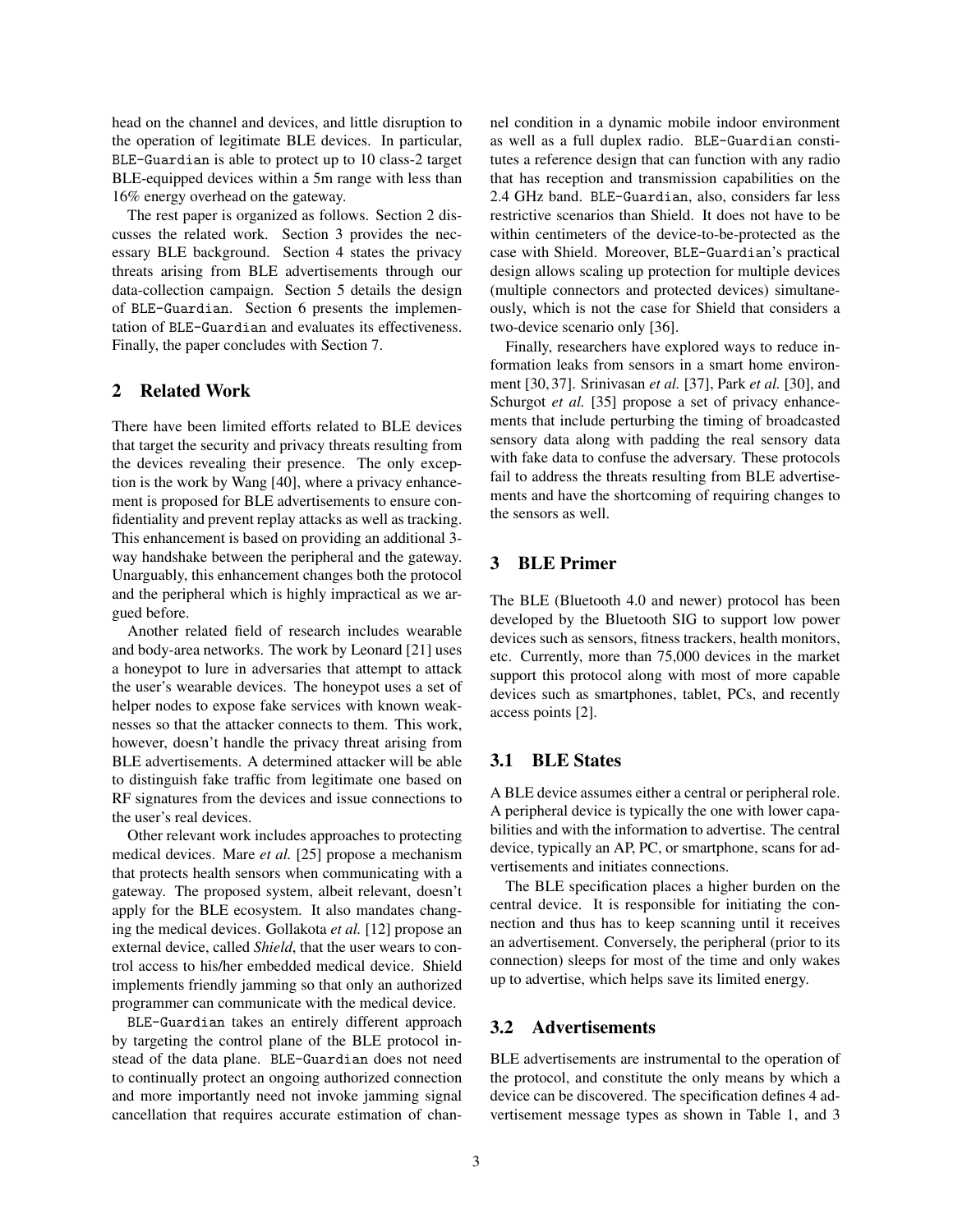head on the channel and devices, and little disruption to the operation of legitimate BLE devices. In particular, BLE-Guardian is able to protect up to 10 class-2 target BLE-equipped devices within a 5m range with less than 16% energy overhead on the gateway.

The rest paper is organized as follows. Section 2 discusses the related work. Section 3 provides the necessary BLE background. Section 4 states the privacy threats arising from BLE advertisements through our data-collection campaign. Section 5 details the design of BLE-Guardian. Section 6 presents the implementation of BLE-Guardian and evaluates its effectiveness. Finally, the paper concludes with Section 7.

## 2 Related Work

There have been limited efforts related to BLE devices that target the security and privacy threats resulting from the devices revealing their presence. The only exception is the work by Wang [40], where a privacy enhancement is proposed for BLE advertisements to ensure confidentiality and prevent replay attacks as well as tracking. This enhancement is based on providing an additional 3-way handshake between the peripheral and the gateway. Unarguably, this enhancement changes both the protocol and the peripheral which is highly impractical as we argued before.

Another related field of research includes wearable and body-area networks. The work by Leonard [21] uses a honeypot to lure in adversaries that attempt to attack the user's wearable devices. The honeypot uses a set of helper nodes to expose fake services with known weaknesses so that the attacker connects to them. This work, however, doesn't handle the privacy threat arising from BLE advertisements. A determined attacker will be able to distinguish fake traffic from legitimate one based on RF signatures from the devices and issue connections to the user's real devices.

Other relevant work includes approaches to protecting medical devices. Mare *et al.* [25] propose a mechanism that protects health sensors when communicating with a gateway. The proposed system, albeit relevant, doesn't apply for the BLE ecosystem. It also mandates changing the medical devices. Gollakota *et al.* [12] propose an external device, called *Shield*, that the user wears to control access to his/her embedded medical device. Shield implements friendly jamming so that only an authorized programmer can communicate with the medical device.

BLE-Guardian takes an entirely different approach by targeting the control plane of the BLE protocol instead of the data plane. BLE-Guardian does not need to continually protect an ongoing authorized connection and more importantly need not invoke jamming signal cancellation that requires accurate estimation of channel condition in a dynamic mobile indoor environment as well as a full duplex radio. BLE-Guardian constitutes a reference design that can function with any radio that has reception and transmission capabilities on the 2.4 GHz band. BLE-Guardian, also, considers far less restrictive scenarios than Shield. It does not have to be within centimeters of the device-to-be-protected as the case with Shield. Moreover, BLE-Guardian's practical design allows scaling up protection for multiple devices (multiple connectors and protected devices) simultaneously, which is not the case for Shield that considers a two-device scenario only [36].

Finally, researchers have explored ways to reduce information leaks from sensors in a smart home environment [30, 37]. Srinivasan *et al.* [37], Park *et al.* [30], and Schurgot *et al.* [35] propose a set of privacy enhancements that include perturbing the timing of broadcasted sensory data along with padding the real sensory data with fake data to confuse the adversary. These protocols fail to address the threats resulting from BLE advertisements and have the shortcoming of requiring changes to the sensors as well.

## 3 BLE Primer

The BLE (Bluetooth 4.0 and newer) protocol has been developed by the Bluetooth SIG to support low power devices such as sensors, fitness trackers, health monitors, etc. Currently, more than 75,000 devices in the market support this protocol along with most of more capable devices such as smartphones, tablet, PCs, and recently access points [2].

### 3.1 BLE States

A BLE device assumes either a central or peripheral role. A peripheral device is typically the one with lower capabilities and with the information to advertise. The central device, typically an AP, PC, or smartphone, scans for advertisements and initiates connections.

The BLE specification places a higher burden on the central device. It is responsible for initiating the connection and thus has to keep scanning until it receives an advertisement. Conversely, the peripheral (prior to its connection) sleeps for most of the time and only wakes up to advertise, which helps save its limited energy.

### 3.2 Advertisements

BLE advertisements are instrumental to the operation of the protocol, and constitute the only means by which a device can be discovered. The specification defines 4 advertisement message types as shown in Table 1, and 3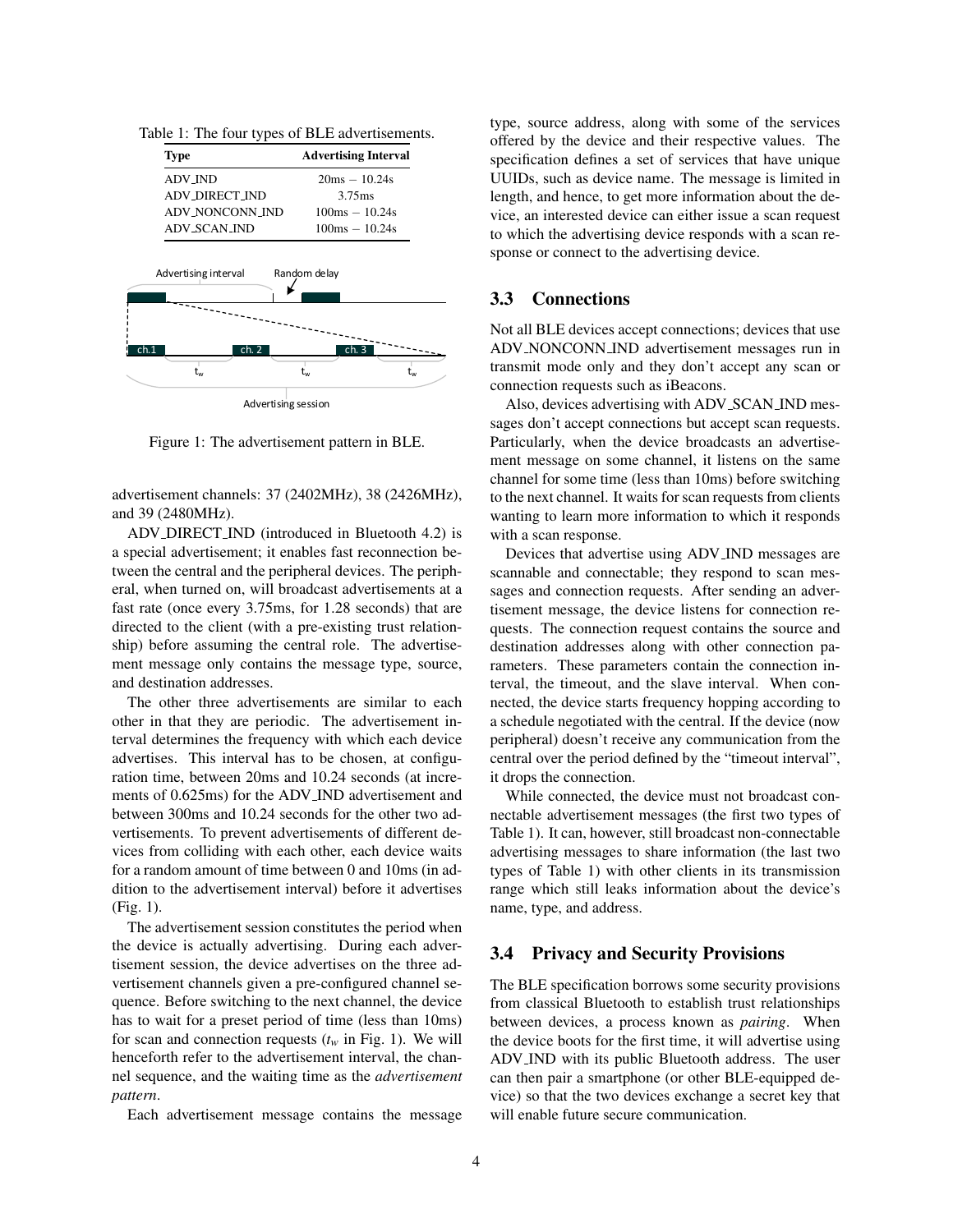Table 1: The four types of BLE advertisements.

| Type | Advertising Interval |
|---|---|
| ADV_IND | 20ms − 10.24s |
| ADV_DIRECT_IND | 3.75ms |
| ADV_NONCONN_IND | 100ms − 10.24s |
| ADV_SCAN_IND | 100ms − 10.24s |

Figure 1: The advertisement pattern in BLE.

advertisement channels: 37 (2402MHz), 38 (2426MHz), and 39 (2480MHz).

ADV_DIRECT_IND (introduced in Bluetooth 4.2) is a special advertisement; it enables fast reconnection between the central and the peripheral devices. The peripheral, when turned on, will broadcast advertisements at a fast rate (once every 3.75ms, for 1.28 seconds) that are directed to the client (with a pre-existing trust relationship) before assuming the central role. The advertisement message only contains the message type, source, and destination addresses.

The other three advertisements are similar to each other in that they are periodic. The advertisement interval determines the frequency with which each device advertises. This interval has to be chosen, at configuration time, between 20ms and 10.24 seconds (at increments of 0.625ms) for the ADV_IND advertisement and between 300ms and 10.24 seconds for the other two advertisements. To prevent advertisements of different devices from colliding with each other, each device waits for a random amount of time between 0 and 10ms (in addition to the advertisement interval) before it advertises (Fig. 1).

The advertisement session constitutes the period when the device is actually advertising. During each advertisement session, the device advertises on the three advertisement channels given a pre-configured channel sequence. Before switching to the next channel, the device has to wait for a preset period of time (less than 10ms) for scan and connection requests ($t_w$ in Fig. 1). We will henceforth refer to the advertisement interval, the channel sequence, and the waiting time as the *advertisement pattern*.

Each advertisement message contains the message type, source address, along with some of the services offered by the device and their respective values. The specification defines a set of services that have unique UUIDs, such as device name. The message is limited in length, and hence, to get more information about the device, an interested device can either issue a scan request to which the advertising device responds with a scan response or connect to the advertising device.

## 3.3 Connections

Not all BLE devices accept connections; devices that use ADV_NONCONN_IND advertisement messages run in transmit mode only and they don't accept any scan or connection requests such as iBeacons.

Also, devices advertising with ADV_SCAN_IND messages don't accept connections but accept scan requests. Particularly, when the device broadcasts an advertisement message on some channel, it listens on the same channel for some time (less than 10ms) before switching to the next channel. It waits for scan requests from clients wanting to learn more information to which it responds with a scan response.

Devices that advertise using ADV_IND messages are scannable and connectable; they respond to scan messages and connection requests. After sending an advertisement message, the device listens for connection requests. The connection request contains the source and destination addresses along with other connection parameters. These parameters contain the connection interval, the timeout, and the slave interval. When connected, the device starts frequency hopping according to a schedule negotiated with the central. If the device (now peripheral) doesn't receive any communication from the central over the period defined by the "timeout interval", it drops the connection.

While connected, the device must not broadcast connectable advertisement messages (the first two types of Table 1). It can, however, still broadcast non-connectable advertising messages to share information (the last two types of Table 1) with other clients in its transmission range which still leaks information about the device's name, type, and address.

## 3.4 Privacy and Security Provisions

The BLE specification borrows some security provisions from classical Bluetooth to establish trust relationships between devices, a process known as *pairing*. When the device boots for the first time, it will advertise using ADV_IND with its public Bluetooth address. The user can then pair a smartphone (or other BLE-equipped device) so that the two devices exchange a secret key that will enable future secure communication.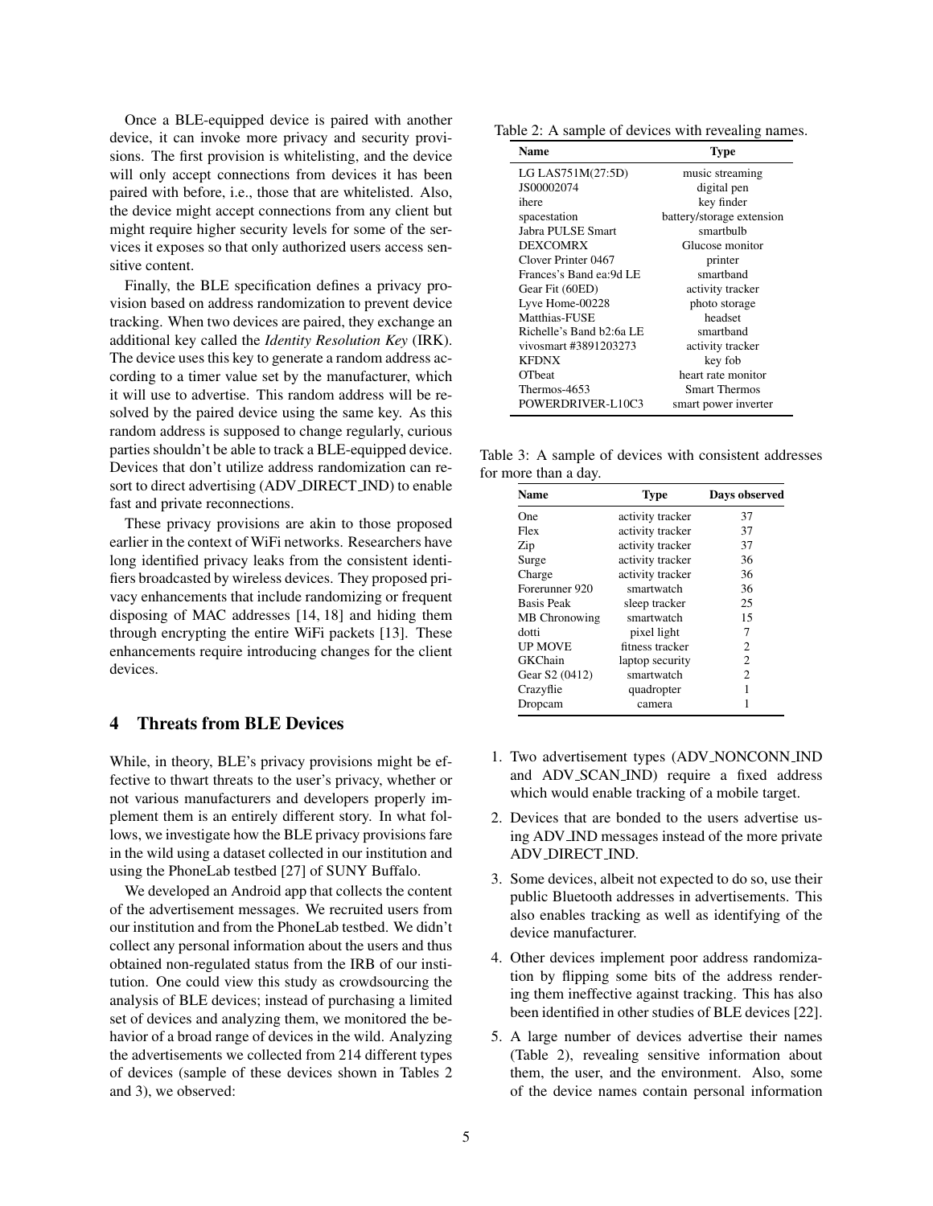Once a BLE-equipped device is paired with another device, it can invoke more privacy and security provisions. The first provision is whitelisting, and the device will only accept connections from devices it has been paired with before, i.e., those that are whitelisted. Also, the device might accept connections from any client but might require higher security levels for some of the services it exposes so that only authorized users access sensitive content.

Finally, the BLE specification defines a privacy provision based on address randomization to prevent device tracking. When two devices are paired, they exchange an additional key called the *Identity Resolution Key* (IRK). The device uses this key to generate a random address according to a timer value set by the manufacturer, which it will use to advertise. This random address will be resolved by the paired device using the same key. As this random address is supposed to change regularly, curious parties shouldn't be able to track a BLE-equipped device. Devices that don't utilize address randomization can resort to direct advertising (ADV_DIRECT_IND) to enable fast and private reconnections.

These privacy provisions are akin to those proposed earlier in the context of WiFi networks. Researchers have long identified privacy leaks from the consistent identifiers broadcasted by wireless devices. They proposed privacy enhancements that include randomizing or frequent disposing of MAC addresses [14, 18] and hiding them through encrypting the entire WiFi packets [13]. These enhancements require introducing changes for the client devices.

## 4 Threats from BLE Devices

While, in theory, BLE's privacy provisions might be effective to thwart threats to the user's privacy, whether or not various manufacturers and developers properly implement them is an entirely different story. In what follows, we investigate how the BLE privacy provisions fare in the wild using a dataset collected in our institution and using the PhoneLab testbed [27] of SUNY Buffalo.

We developed an Android app that collects the content of the advertisement messages. We recruited users from our institution and from the PhoneLab testbed. We didn't collect any personal information about the users and thus obtained non-regulated status from the IRB of our institution. One could view this study as crowdsourcing the analysis of BLE devices; instead of purchasing a limited set of devices and analyzing them, we monitored the behavior of a broad range of devices in the wild. Analyzing the advertisements we collected from 214 different types of devices (sample of these devices shown in Tables 2 and 3), we observed:

Table 2: A sample of devices with revealing names.

| Name | Type |
|---|---|
| LG LAS751M(27:5D) | music streaming |
| JS00002074 | digital pen |
| ihere | key finder |
| spacestation | battery/storage extension |
| Jabra PULSE Smart | smartbulb |
| DEXCOMRX | Glucose monitor |
| Clover Printer 0467 | printer |
| Frances's Band ea:9d LE | smartband |
| Gear Fit (60ED) | activity tracker |
| Lyve Home-00228 | photo storage |
| Matthias-FUSE | headset |
| Richelle's Band b2:6a LE | smartband |
| vivosmart #3891203273 | activity tracker |
| KFDNX | key fob |
| OTbeat | heart rate monitor |
| Thermos-4653 | Smart Thermos |
| POWERDRIVER-L10C3 | smart power inverter |

Table 3: A sample of devices with consistent addresses for more than a day.

| Name | Type | Days observed |
|---|---|---|
| One | activity tracker | 37 |
| Flex | activity tracker | 37 |
| Zip | activity tracker | 37 |
| Surge | activity tracker | 36 |
| Charge | activity tracker | 36 |
| Forerunner 920 | smartwatch | 36 |
| Basis Peak | sleep tracker | 25 |
| MB Chronowing | smartwatch | 15 |
| dotti | pixel light | 7 |
| UP MOVE | fitness tracker | 2 |
| GKChain | laptop security | 2 |
| Gear S2 (0412) | smartwatch | 2 |
| Crazyflie | quadropter | 1 |
| Dropcam | camera | 1 |

1. Two advertisement types (ADV_NONCONN_IND and ADV_SCAN_IND) require a fixed address which would enable tracking of a mobile target.
2. Devices that are bonded to the users advertise using ADV_IND messages instead of the more private ADV_DIRECT_IND.
3. Some devices, albeit not expected to do so, use their public Bluetooth addresses in advertisements. This also enables tracking as well as identifying of the device manufacturer.
4. Other devices implement poor address randomization by flipping some bits of the address rendering them ineffective against tracking. This has also been identified in other studies of BLE devices [22].
5. A large number of devices advertise their names (Table 2), revealing sensitive information about them, the user, and the environment. Also, some of the device names contain personal information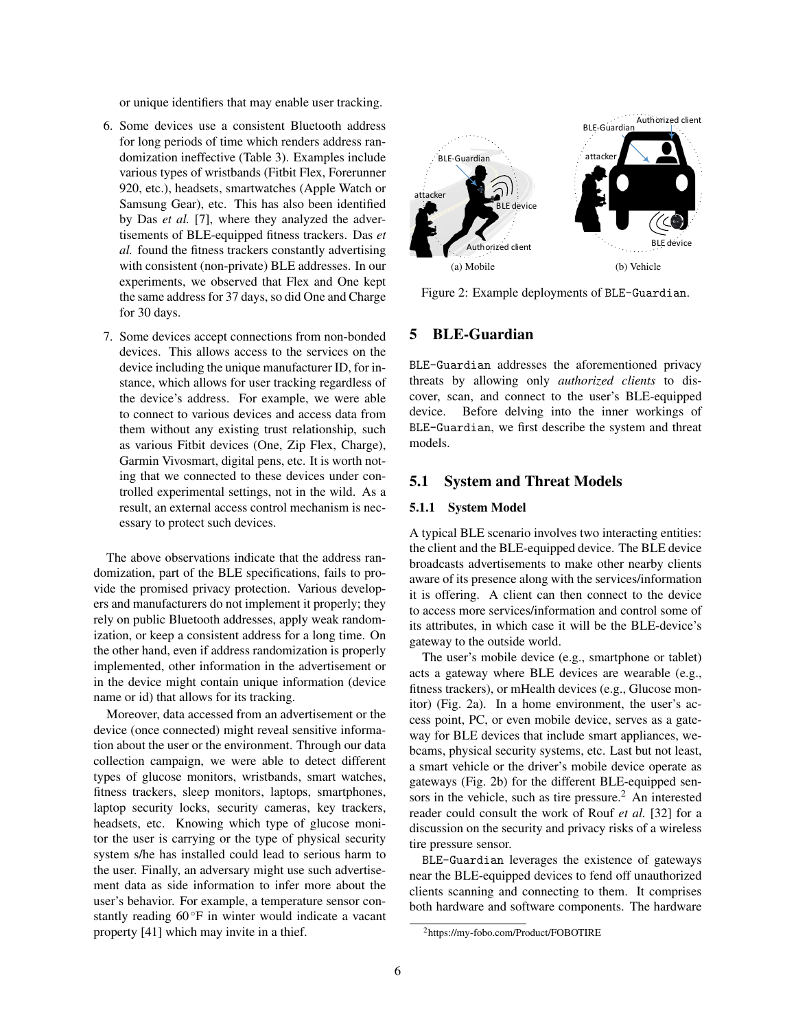or unique identifiers that may enable user tracking.

6. Some devices use a consistent Bluetooth address for long periods of time which renders address randomization ineffective (Table 3). Examples include various types of wristbands (Fitbit Flex, Forerunner 920, etc.), headsets, smartwatches (Apple Watch or Samsung Gear), etc. This has also been identified by Das *et al.* [7], where they analyzed the advertisements of BLE-equipped fitness trackers. Das *et al.* found the fitness trackers constantly advertising with consistent (non-private) BLE addresses. In our experiments, we observed that Flex and One kept the same address for 37 days, so did One and Charge for 30 days.

7. Some devices accept connections from non-bonded devices. This allows access to the services on the device including the unique manufacturer ID, for instance, which allows for user tracking regardless of the device's address. For example, we were able to connect to various devices and access data from them without any existing trust relationship, such as various Fitbit devices (One, Zip Flex, Charge), Garmin Vivosmart, digital pens, etc. It is worth noting that we connected to these devices under controlled experimental settings, not in the wild. As a result, an external access control mechanism is necessary to protect such devices.

The above observations indicate that the address randomization, part of the BLE specifications, fails to provide the promised privacy protection. Various developers and manufacturers do not implement it properly; they rely on public Bluetooth addresses, apply weak randomization, or keep a consistent address for a long time. On the other hand, even if address randomization is properly implemented, other information in the advertisement or in the device might contain unique information (device name or id) that allows for its tracking.

Moreover, data accessed from an advertisement or the device (once connected) might reveal sensitive information about the user or the environment. Through our data collection campaign, we were able to detect different types of glucose monitors, wristbands, smart watches, fitness trackers, sleep monitors, laptops, smartphones, laptop security locks, security cameras, key trackers, headsets, etc. Knowing which type of glucose monitor the user is carrying or the type of physical security system s/he has installed could lead to serious harm to the user. Finally, an adversary might use such advertisement data as side information to infer more about the user's behavior. For example, a temperature sensor constantly reading 60°F in winter would indicate a vacant property [41] which may invite in a thief.

(a) Mobile (b) Vehicle

Figure 2: Example deployments of BLE-Guardian.

## 5 BLE-Guardian

BLE-Guardian addresses the aforementioned privacy threats by allowing only *authorized clients* to discover, scan, and connect to the user's BLE-equipped device. Before delving into the inner workings of BLE-Guardian, we first describe the system and threat models.

### 5.1 System and Threat Models

#### 5.1.1 System Model

A typical BLE scenario involves two interacting entities: the client and the BLE-equipped device. The BLE device broadcasts advertisements to make other nearby clients aware of its presence along with the services/information it is offering. A client can then connect to the device to access more services/information and control some of its attributes, in which case it will be the BLE-device's gateway to the outside world.

The user's mobile device (e.g., smartphone or tablet) acts a gateway where BLE devices are wearable (e.g., fitness trackers), or mHealth devices (e.g., Glucose monitor) (Fig. 2a). In a home environment, the user's access point, PC, or even mobile device, serves as a gateway for BLE devices that include smart appliances, webcams, physical security systems, etc. Last but not least, a smart vehicle or the driver's mobile device operate as gateways (Fig. 2b) for the different BLE-equipped sensors in the vehicle, such as tire pressure.[2] An interested reader could consult the work of Rouf *et al.* [32] for a discussion on the security and privacy risks of a wireless tire pressure sensor.

BLE-Guardian leverages the existence of gateways near the BLE-equipped devices to fend off unauthorized clients scanning and connecting to them. It comprises both hardware and software components. The hardware

[2] https://my-fobo.com/Product/FOBOTIRE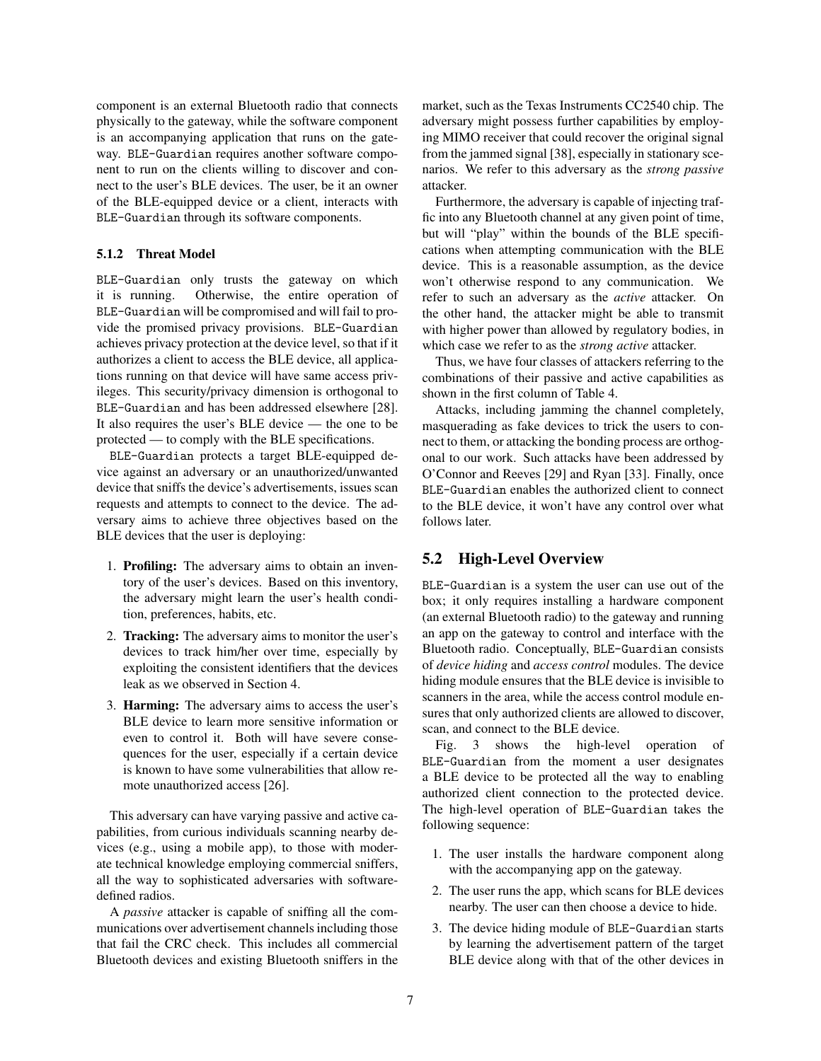component is an external Bluetooth radio that connects physically to the gateway, while the software component is an accompanying application that runs on the gateway. BLE-Guardian requires another software component to run on the clients willing to discover and connect to the user's BLE devices. The user, be it an owner of the BLE-equipped device or a client, interacts with BLE-Guardian through its software components.

### 5.1.2 Threat Model

BLE-Guardian only trusts the gateway on which it is running. Otherwise, the entire operation of BLE-Guardian will be compromised and will fail to provide the promised privacy provisions. BLE-Guardian achieves privacy protection at the device level, so that if it authorizes a client to access the BLE device, all applications running on that device will have same access privileges. This security/privacy dimension is orthogonal to BLE-Guardian and has been addressed elsewhere [28]. It also requires the user's BLE device — the one to be protected — to comply with the BLE specifications.

BLE-Guardian protects a target BLE-equipped device against an adversary or an unauthorized/unwanted device that sniffs the device's advertisements, issues scan requests and attempts to connect to the device. The adversary aims to achieve three objectives based on the BLE devices that the user is deploying:

1. **Profiling:** The adversary aims to obtain an inventory of the user's devices. Based on this inventory, the adversary might learn the user's health condition, preferences, habits, etc.
2. **Tracking:** The adversary aims to monitor the user's devices to track him/her over time, especially by exploiting the consistent identifiers that the devices leak as we observed in Section 4.
3. **Harming:** The adversary aims to access the user's BLE device to learn more sensitive information or even to control it. Both will have severe consequences for the user, especially if a certain device is known to have some vulnerabilities that allow remote unauthorized access [26].

This adversary can have varying passive and active capabilities, from curious individuals scanning nearby devices (e.g., using a mobile app), to those with moderate technical knowledge employing commercial sniffers, all the way to sophisticated adversaries with software-defined radios.

A *passive* attacker is capable of sniffing all the communications over advertisement channels including those that fail the CRC check. This includes all commercial Bluetooth devices and existing Bluetooth sniffers in the market, such as the Texas Instruments CC2540 chip. The adversary might possess further capabilities by employing MIMO receiver that could recover the original signal from the jammed signal [38], especially in stationary scenarios. We refer to this adversary as the *strong passive* attacker.

Furthermore, the adversary is capable of injecting traffic into any Bluetooth channel at any given point of time, but will "play" within the bounds of the BLE specifications when attempting communication with the BLE device. This is a reasonable assumption, as the device won't otherwise respond to any communication. We refer to such an adversary as the *active* attacker. On the other hand, the attacker might be able to transmit with higher power than allowed by regulatory bodies, in which case we refer to as the *strong active* attacker.

Thus, we have four classes of attackers referring to the combinations of their passive and active capabilities as shown in the first column of Table 4.

Attacks, including jamming the channel completely, masquerading as fake devices to trick the users to connect to them, or attacking the bonding process are orthogonal to our work. Such attacks have been addressed by O'Connor and Reeves [29] and Ryan [33]. Finally, once BLE-Guardian enables the authorized client to connect to the BLE device, it won't have any control over what follows later.

## 5.2 High-Level Overview

BLE-Guardian is a system the user can use out of the box; it only requires installing a hardware component (an external Bluetooth radio) to the gateway and running an app on the gateway to control and interface with the Bluetooth radio. Conceptually, BLE-Guardian consists of *device hiding* and *access control* modules. The device hiding module ensures that the BLE device is invisible to scanners in the area, while the access control module ensures that only authorized clients are allowed to discover, scan, and connect to the BLE device.

Fig. 3 shows the high-level operation of BLE-Guardian from the moment a user designates a BLE device to be protected all the way to enabling authorized client connection to the protected device. The high-level operation of BLE-Guardian takes the following sequence:

1. The user installs the hardware component along with the accompanying app on the gateway.
2. The user runs the app, which scans for BLE devices nearby. The user can then choose a device to hide.
3. The device hiding module of BLE-Guardian starts by learning the advertisement pattern of the target BLE device along with that of the other devices in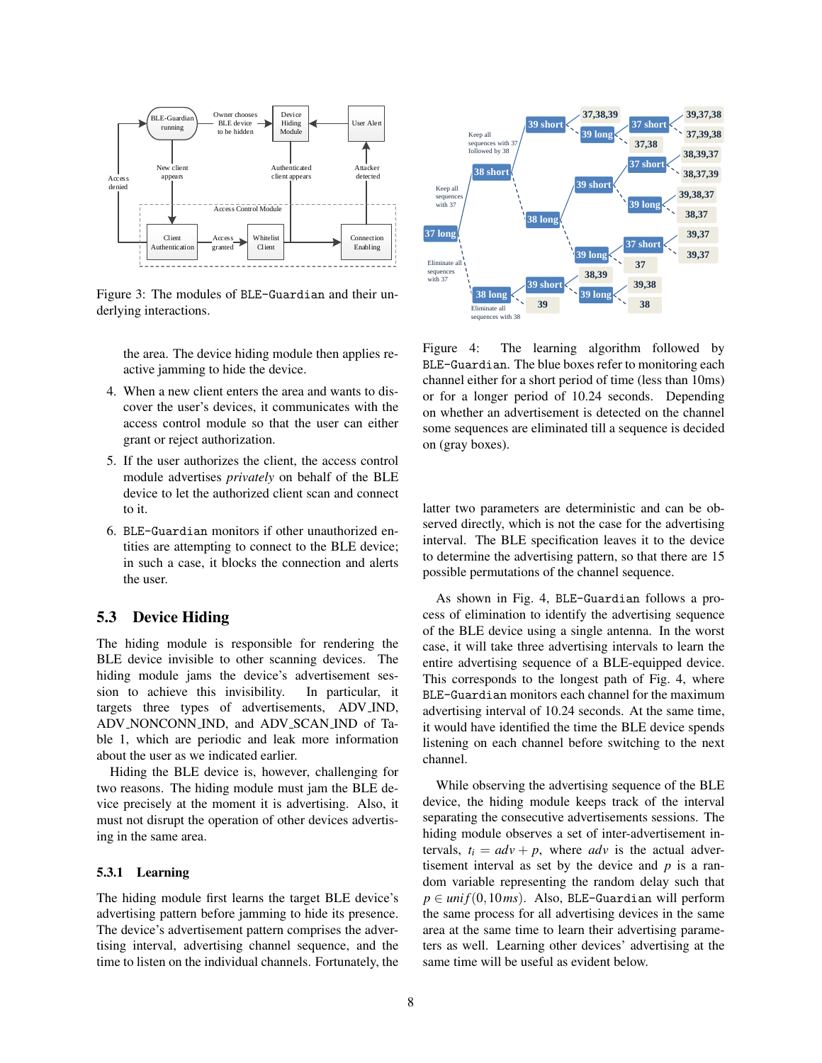Figure 3: The modules of BLE-Guardian and their underlying interactions.

the area. The device hiding module then applies reactive jamming to hide the device.

4. When a new client enters the area and wants to discover the user's devices, it communicates with the access control module so that the user can either grant or reject authorization.
5. If the user authorizes the client, the access control module advertises *privately* on behalf of the BLE device to let the authorized client scan and connect to it.
6. BLE-Guardian monitors if other unauthorized entities are attempting to connect to the BLE device; in such a case, it blocks the connection and alerts the user.

## 5.3 Device Hiding

The hiding module is responsible for rendering the BLE device invisible to other scanning devices. The hiding module jams the device's advertisement session to achieve this invisibility. In particular, it targets three types of advertisements, ADV_IND, ADV_NONCONN_IND, and ADV_SCAN_IND of Table 1, which are periodic and leak more information about the user as we indicated earlier.

Hiding the BLE device is, however, challenging for two reasons. The hiding module must jam the BLE device precisely at the moment it is advertising. Also, it must not disrupt the operation of other devices advertising in the same area.

### 5.3.1 Learning

The hiding module first learns the target BLE device's advertising pattern before jamming to hide its presence. The device's advertisement pattern comprises the advertising interval, advertising channel sequence, and the time to listen on the individual channels. Fortunately, the latter two parameters are deterministic and can be observed directly, which is not the case for the advertising interval. The BLE specification leaves it to the device to determine the advertising pattern, so that there are 15 possible permutations of the channel sequence.

Figure 4: The learning algorithm followed by BLE-Guardian. The blue boxes refer to monitoring each channel either for a short period of time (less than 10ms) or for a longer period of 10.24 seconds. Depending on whether an advertisement is detected on the channel some sequences are eliminated till a sequence is decided on (gray boxes).

As shown in Fig. 4, BLE-Guardian follows a process of elimination to identify the advertising sequence of the BLE device using a single antenna. In the worst case, it will take three advertising intervals to learn the entire advertising sequence of a BLE-equipped device. This corresponds to the longest path of Fig. 4, where BLE-Guardian monitors each channel for the maximum advertising interval of 10.24 seconds. At the same time, it would have identified the time the BLE device spends listening on each channel before switching to the next channel.

While observing the advertising sequence of the BLE device, the hiding module keeps track of the interval separating the consecutive advertisements sessions. The hiding module observes a set of inter-advertisement intervals, $t_i = adv + p$, where $adv$ is the actual advertisement interval as set by the device and $p$ is a random variable representing the random delay such that $p \in unif(0, 10ms)$. Also, BLE-Guardian will perform the same process for all advertising devices in the same area at the same time to learn their advertising parameters as well. Learning other devices' advertising at the same time will be useful as evident below.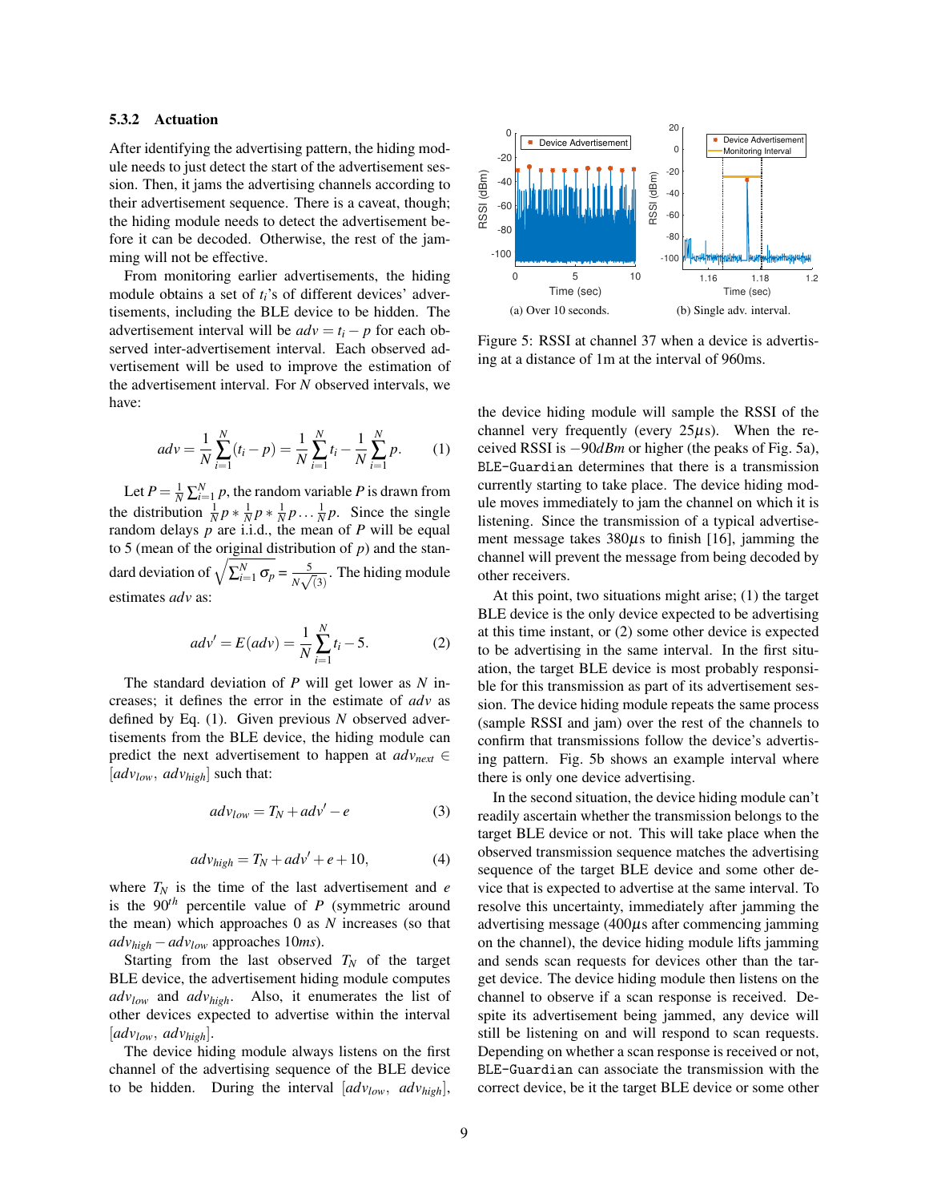#### 5.3.2 Actuation

After identifying the advertising pattern, the hiding module needs to just detect the start of the advertisement session. Then, it jams the advertising channels according to their advertisement sequence. There is a caveat, though; the hiding module needs to detect the advertisement before it can be decoded. Otherwise, the rest of the jamming will not be effective.

From monitoring earlier advertisements, the hiding module obtains a set of $t_i$'s of different devices' advertisements, including the BLE device to be hidden. The advertisement interval will be $adv = t_i - p$ for each observed inter-advertisement interval. Each observed advertisement will be used to improve the estimation of the advertisement interval. For $N$ observed intervals, we have:

$$adv = \frac{1}{N}\sum_{i=1}^{N}(t_i - p) = \frac{1}{N}\sum_{i=1}^{N}t_i - \frac{1}{N}\sum_{i=1}^{N}p. \qquad (1)$$

Let $P = \frac{1}{N}\sum_{i=1}^{N}p$, the random variable $P$ is drawn from the distribution $\frac{1}{N}p * \frac{1}{N}p * \frac{1}{N}p \ldots \frac{1}{N}p$. Since the single random delays $p$ are i.i.d., the mean of $P$ will be equal to 5 (mean of the original distribution of $p$) and the standard deviation of $\sqrt{\sum_{i=1}^{N}\sigma_p} = \frac{5}{N\sqrt{(3)}}$. The hiding module estimates $adv$ as:

$$adv' = E(adv) = \frac{1}{N}\sum_{i=1}^{N}t_i - 5. \qquad (2)$$

The standard deviation of $P$ will get lower as $N$ increases; it defines the error in the estimate of $adv$ as defined by Eq. (1). Given previous $N$ observed advertisements from the BLE device, the hiding module can predict the next advertisement to happen at $adv_{next} \in [adv_{low}, adv_{high}]$ such that:

$$adv_{low} = T_N + adv' - e \qquad (3)$$

$$adv_{high} = T_N + adv' + e + 10, \qquad (4)$$

where $T_N$ is the time of the last advertisement and $e$ is the $90^{th}$ percentile value of $P$ (symmetric around the mean) which approaches 0 as $N$ increases (so that $adv_{high} - adv_{low}$ approaches $10ms$).

Starting from the last observed $T_N$ of the target BLE device, the advertisement hiding module computes $adv_{low}$ and $adv_{high}$. Also, it enumerates the list of other devices expected to advertise within the interval $[adv_{low}, adv_{high}]$.

The device hiding module always listens on the first channel of the advertising sequence of the BLE device to be hidden. During the interval $[adv_{low}, adv_{high}]$, the device hiding module will sample the RSSI of the channel very frequently (every $25\mu s$). When the received RSSI is $-90dBm$ or higher (the peaks of Fig. 5a), `BLE-Guardian` determines that there is a transmission currently starting to take place. The device hiding module moves immediately to jam the channel on which it is listening. Since the transmission of a typical advertisement message takes $380\mu s$ to finish [16], jamming the channel will prevent the message from being decoded by other receivers.

(a) Over 10 seconds. (b) Single adv. interval.

Figure 5: RSSI at channel 37 when a device is advertising at a distance of 1m at the interval of 960ms.

At this point, two situations might arise; (1) the target BLE device is the only device expected to be advertising at this time instant, or (2) some other device is expected to be advertising in the same interval. In the first situation, the target BLE device is most probably responsible for this transmission as part of its advertisement session. The device hiding module repeats the same process (sample RSSI and jam) over the rest of the channels to confirm that transmissions follow the device's advertising pattern. Fig. 5b shows an example interval where there is only one device advertising.

In the second situation, the device hiding module can't readily ascertain whether the transmission belongs to the target BLE device or not. This will take place when the observed transmission sequence matches the advertising sequence of the target BLE device and some other device that is expected to advertise at the same interval. To resolve this uncertainty, immediately after jamming the advertising message ($400\mu s$ after commencing jamming on the channel), the device hiding module lifts jamming and sends scan requests for devices other than the target device. The device hiding module then listens on the channel to observe if a scan response is received. Despite its advertisement being jammed, any device will still be listening on and will respond to scan requests. Depending on whether a scan response is received or not, `BLE-Guardian` can associate the transmission with the correct device, be it the target BLE device or some other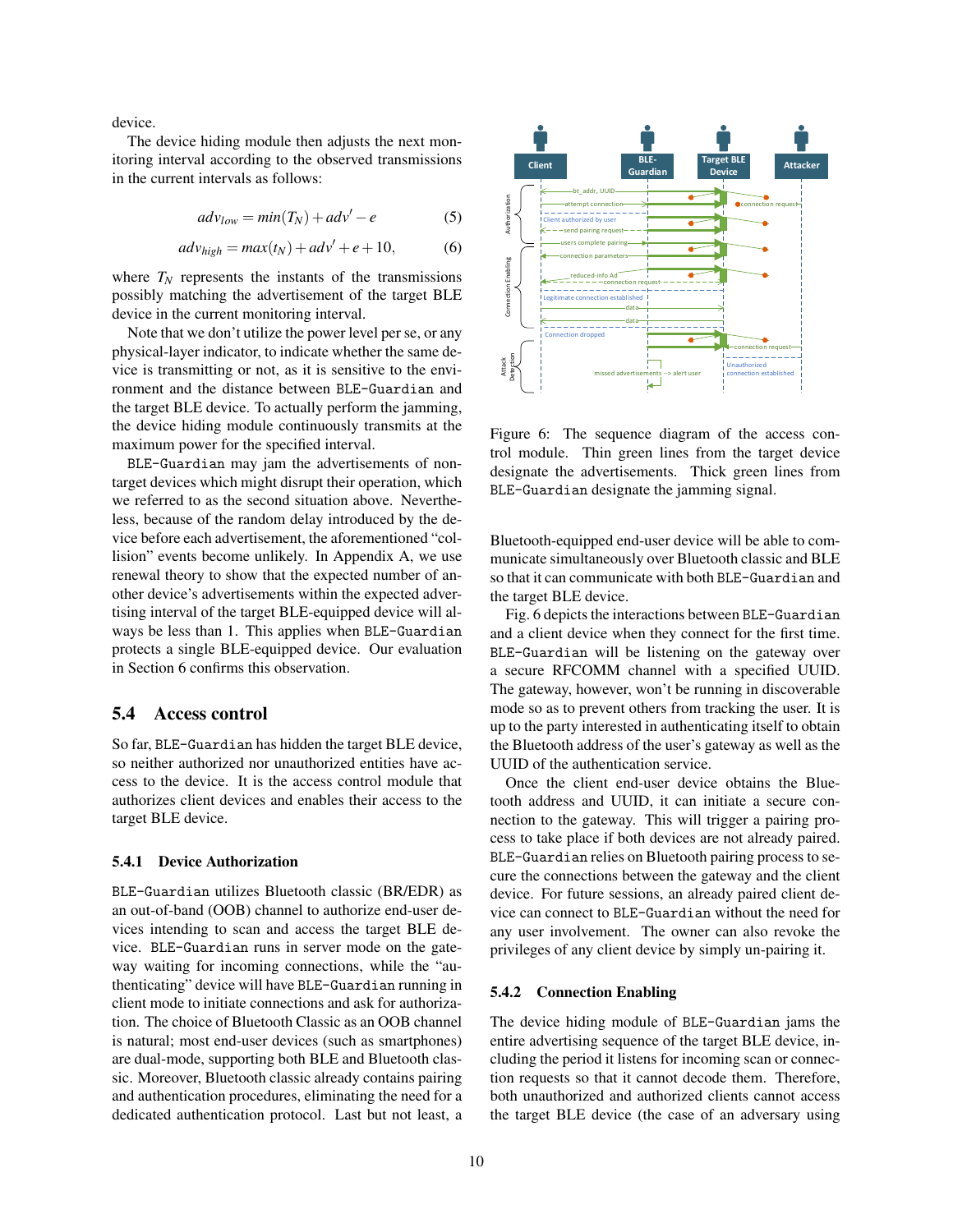device.

The device hiding module then adjusts the next monitoring interval according to the observed transmissions in the current intervals as follows:

$$adv_{low} = min(T_N) + adv' - e \quad (5)$$

$$adv_{high} = max(t_N) + adv' + e + 10, \quad (6)$$

where $T_N$ represents the instants of the transmissions possibly matching the advertisement of the target BLE device in the current monitoring interval.

Note that we don't utilize the power level per se, or any physical-layer indicator, to indicate whether the same device is transmitting or not, as it is sensitive to the environment and the distance between BLE-Guardian and the target BLE device. To actually perform the jamming, the device hiding module continuously transmits at the maximum power for the specified interval.

BLE-Guardian may jam the advertisements of non-target devices which might disrupt their operation, which we referred to as the second situation above. Nevertheless, because of the random delay introduced by the device before each advertisement, the aforementioned "collision" events become unlikely. In Appendix A, we use renewal theory to show that the expected number of another device's advertisements within the expected advertising interval of the target BLE-equipped device will always be less than 1. This applies when BLE-Guardian protects a single BLE-equipped device. Our evaluation in Section 6 confirms this observation.

## 5.4 Access control

So far, BLE-Guardian has hidden the target BLE device, so neither authorized nor unauthorized entities have access to the device. It is the access control module that authorizes client devices and enables their access to the target BLE device.

### 5.4.1 Device Authorization

BLE-Guardian utilizes Bluetooth classic (BR/EDR) as an out-of-band (OOB) channel to authorize end-user devices intending to scan and access the target BLE device. BLE-Guardian runs in server mode on the gateway waiting for incoming connections, while the "authenticating" device will have BLE-Guardian running in client mode to initiate connections and ask for authorization. The choice of Bluetooth Classic as an OOB channel is natural; most end-user devices (such as smartphones) are dual-mode, supporting both BLE and Bluetooth classic. Moreover, Bluetooth classic already contains pairing and authentication procedures, eliminating the need for a dedicated authentication protocol. Last but not least, a Bluetooth-equipped end-user device will be able to communicate simultaneously over Bluetooth classic and BLE so that it can communicate with both BLE-Guardian and the target BLE device.

Figure 6: The sequence diagram of the access control module. Thin green lines from the target device designate the advertisements. Thick green lines from BLE-Guardian designate the jamming signal.

Fig. 6 depicts the interactions between BLE-Guardian and a client device when they connect for the first time. BLE-Guardian will be listening on the gateway over a secure RFCOMM channel with a specified UUID. The gateway, however, won't be running in discoverable mode so as to prevent others from tracking the user. It is up to the party interested in authenticating itself to obtain the Bluetooth address of the user's gateway as well as the UUID of the authentication service.

Once the client end-user device obtains the Bluetooth address and UUID, it can initiate a secure connection to the gateway. This will trigger a pairing process to take place if both devices are not already paired. BLE-Guardian relies on Bluetooth pairing process to secure the connections between the gateway and the client device. For future sessions, an already paired client device can connect to BLE-Guardian without the need for any user involvement. The owner can also revoke the privileges of any client device by simply un-pairing it.

### 5.4.2 Connection Enabling

The device hiding module of BLE-Guardian jams the entire advertising sequence of the target BLE device, including the period it listens for incoming scan or connection requests so that it cannot decode them. Therefore, both unauthorized and authorized clients cannot access the target BLE device (the case of an adversary using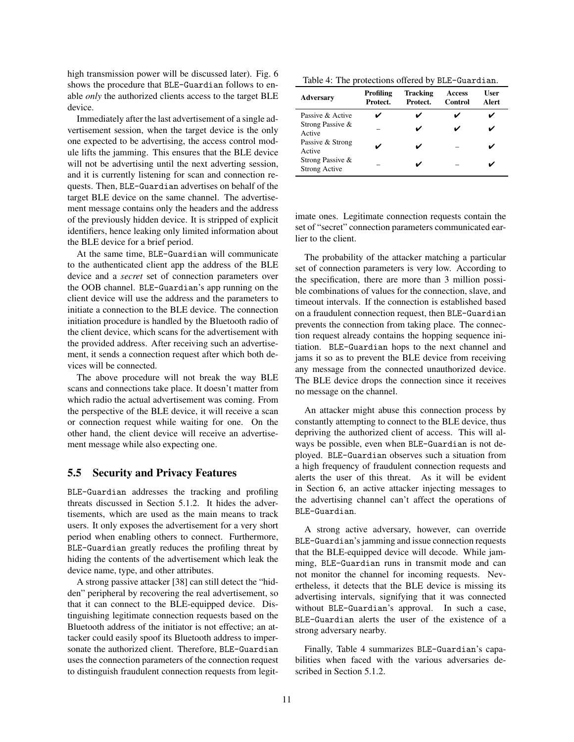high transmission power will be discussed later). Fig. 6 shows the procedure that BLE-Guardian follows to enable *only* the authorized clients access to the target BLE device.

Immediately after the last advertisement of a single advertisement session, when the target device is the only one expected to be advertising, the access control module lifts the jamming. This ensures that the BLE device will not be advertising until the next adverting session, and it is currently listening for scan and connection requests. Then, BLE-Guardian advertises on behalf of the target BLE device on the same channel. The advertisement message contains only the headers and the address of the previously hidden device. It is stripped of explicit identifiers, hence leaking only limited information about the BLE device for a brief period.

At the same time, BLE-Guardian will communicate to the authenticated client app the address of the BLE device and a *secret* set of connection parameters over the OOB channel. BLE-Guardian's app running on the client device will use the address and the parameters to initiate a connection to the BLE device. The connection initiation procedure is handled by the Bluetooth radio of the client device, which scans for the advertisement with the provided address. After receiving such an advertisement, it sends a connection request after which both devices will be connected.

The above procedure will not break the way BLE scans and connections take place. It doesn't matter from which radio the actual advertisement was coming. From the perspective of the BLE device, it will receive a scan or connection request while waiting for one. On the other hand, the client device will receive an advertisement message while also expecting one.

## 5.5 Security and Privacy Features

BLE-Guardian addresses the tracking and profiling threats discussed in Section 5.1.2. It hides the advertisements, which are used as the main means to track users. It only exposes the advertisement for a very short period when enabling others to connect. Furthermore, BLE-Guardian greatly reduces the profiling threat by hiding the contents of the advertisement which leak the device name, type, and other attributes.

A strong passive attacker [38] can still detect the "hidden" peripheral by recovering the real advertisement, so that it can connect to the BLE-equipped device. Distinguishing legitimate connection requests based on the Bluetooth address of the initiator is not effective; an attacker could easily spoof its Bluetooth address to impersonate the authorized client. Therefore, BLE-Guardian uses the connection parameters of the connection request to distinguish fraudulent connection requests from legitimate ones. Legitimate connection requests contain the set of "secret" connection parameters communicated earlier to the client.

Table 4: The protections offered by BLE-Guardian.

| Adversary | Profiling Protect. | Tracking Protect. | Access Control | User Alert |
|---|---|---|---|---|
| Passive & Active | ✔ | ✔ | ✔ | ✔ |
| Strong Passive & Active | – | ✔ | ✔ | ✔ |
| Passive & Strong Active | ✔ | ✔ | – | ✔ |
| Strong Passive & Strong Active | – | ✔ | – | ✔ |

The probability of the attacker matching a particular set of connection parameters is very low. According to the specification, there are more than 3 million possible combinations of values for the connection, slave, and timeout intervals. If the connection is established based on a fraudulent connection request, then BLE-Guardian prevents the connection from taking place. The connection request already contains the hopping sequence initiation. BLE-Guardian hops to the next channel and jams it so as to prevent the BLE device from receiving any message from the connected unauthorized device. The BLE device drops the connection since it receives no message on the channel.

An attacker might abuse this connection process by constantly attempting to connect to the BLE device, thus depriving the authorized client of access. This will always be possible, even when BLE-Guardian is not deployed. BLE-Guardian observes such a situation from a high frequency of fraudulent connection requests and alerts the user of this threat. As it will be evident in Section 6, an active attacker injecting messages to the advertising channel can't affect the operations of BLE-Guardian.

A strong active adversary, however, can override BLE-Guardian's jamming and issue connection requests that the BLE-equipped device will decode. While jamming, BLE-Guardian runs in transmit mode and can not monitor the channel for incoming requests. Nevertheless, it detects that the BLE device is missing its advertising intervals, signifying that it was connected without BLE-Guardian's approval. In such a case, BLE-Guardian alerts the user of the existence of a strong adversary nearby.

Finally, Table 4 summarizes BLE-Guardian's capabilities when faced with the various adversaries described in Section 5.1.2.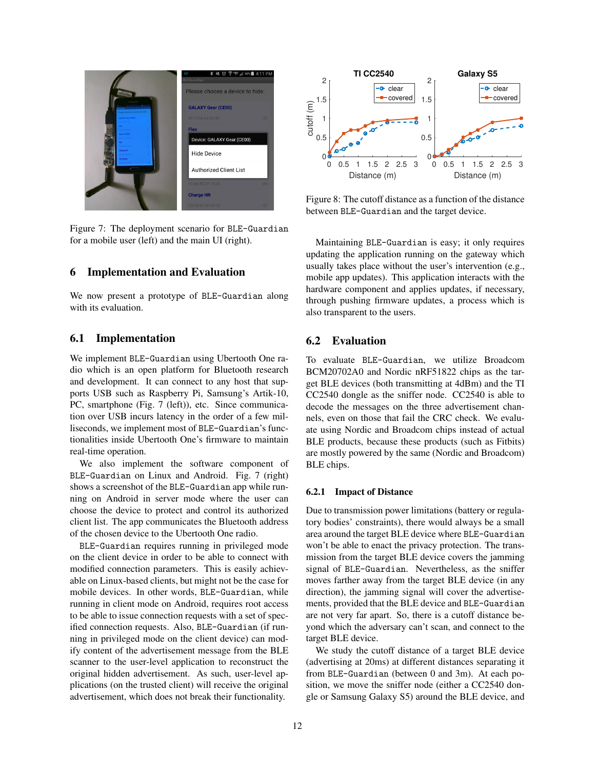Figure 7: The deployment scenario for BLE-Guardian for a mobile user (left) and the main UI (right).

## 6 Implementation and Evaluation

We now present a prototype of BLE-Guardian along with its evaluation.

### 6.1 Implementation

We implement BLE-Guardian using Ubertooth One radio which is an open platform for Bluetooth research and development. It can connect to any host that supports USB such as Raspberry Pi, Samsung's Artik-10, PC, smartphone (Fig. 7 (left)), etc. Since communication over USB incurs latency in the order of a few milliseconds, we implement most of BLE-Guardian's functionalities inside Ubertooth One's firmware to maintain real-time operation.

We also implement the software component of BLE-Guardian on Linux and Android. Fig. 7 (right) shows a screenshot of the BLE-Guardian app while running on Android in server mode where the user can choose the device to protect and control its authorized client list. The app communicates the Bluetooth address of the chosen device to the Ubertooth One radio.

BLE-Guardian requires running in privileged mode on the client device in order to be able to connect with modified connection parameters. This is easily achievable on Linux-based clients, but might not be the case for mobile devices. In other words, BLE-Guardian, while running in client mode on Android, requires root access to be able to issue connection requests with a set of specified connection requests. Also, BLE-Guardian (if running in privileged mode on the client device) can modify content of the advertisement message from the BLE scanner to the user-level application to reconstruct the original hidden advertisement. As such, user-level applications (on the trusted client) will receive the original advertisement, which does not break their functionality.

Figure 8: The cutoff distance as a function of the distance between BLE-Guardian and the target device.

Maintaining BLE-Guardian is easy; it only requires updating the application running on the gateway which usually takes place without the user's intervention (e.g., mobile app updates). This application interacts with the hardware component and applies updates, if necessary, through pushing firmware updates, a process which is also transparent to the users.

### 6.2 Evaluation

To evaluate BLE-Guardian, we utilize Broadcom BCM20702A0 and Nordic nRF51822 chips as the target BLE devices (both transmitting at 4dBm) and the TI CC2540 dongle as the sniffer node. CC2540 is able to decode the messages on the three advertisement channels, even on those that fail the CRC check. We evaluate using Nordic and Broadcom chips instead of actual BLE products, because these products (such as Fitbits) are mostly powered by the same (Nordic and Broadcom) BLE chips.

#### 6.2.1 Impact of Distance

Due to transmission power limitations (battery or regulatory bodies' constraints), there would always be a small area around the target BLE device where BLE-Guardian won't be able to enact the privacy protection. The transmission from the target BLE device covers the jamming signal of BLE-Guardian. Nevertheless, as the sniffer moves farther away from the target BLE device (in any direction), the jamming signal will cover the advertisements, provided that the BLE device and BLE-Guardian are not very far apart. So, there is a cutoff distance beyond which the adversary can't scan, and connect to the target BLE device.

We study the cutoff distance of a target BLE device (advertising at 20ms) at different distances separating it from BLE-Guardian (between 0 and 3m). At each position, we move the sniffer node (either a CC2540 dongle or Samsung Galaxy S5) around the BLE device, and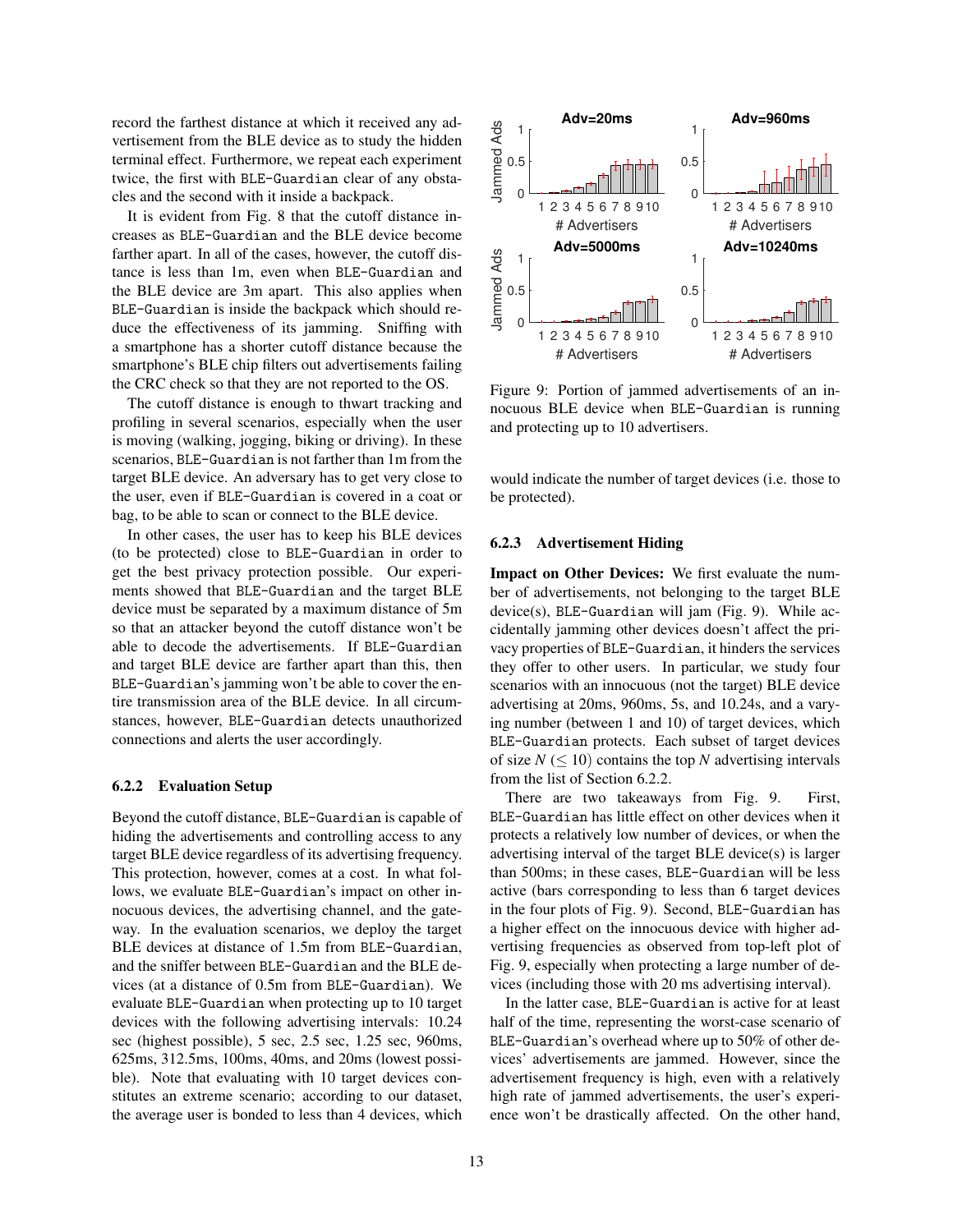record the farthest distance at which it received any advertisement from the BLE device as to study the hidden terminal effect. Furthermore, we repeat each experiment twice, the first with BLE-Guardian clear of any obstacles and the second with it inside a backpack.

It is evident from Fig. 8 that the cutoff distance increases as BLE-Guardian and the BLE device become farther apart. In all of the cases, however, the cutoff distance is less than 1m, even when BLE-Guardian and the BLE device are 3m apart. This also applies when BLE-Guardian is inside the backpack which should reduce the effectiveness of its jamming. Sniffing with a smartphone has a shorter cutoff distance because the smartphone's BLE chip filters out advertisements failing the CRC check so that they are not reported to the OS.

The cutoff distance is enough to thwart tracking and profiling in several scenarios, especially when the user is moving (walking, jogging, biking or driving). In these scenarios, BLE-Guardian is not farther than 1m from the target BLE device. An adversary has to get very close to the user, even if BLE-Guardian is covered in a coat or bag, to be able to scan or connect to the BLE device.

In other cases, the user has to keep his BLE devices (to be protected) close to BLE-Guardian in order to get the best privacy protection possible. Our experiments showed that BLE-Guardian and the target BLE device must be separated by a maximum distance of 5m so that an attacker beyond the cutoff distance won't be able to decode the advertisements. If BLE-Guardian and target BLE device are farther apart than this, then BLE-Guardian's jamming won't be able to cover the entire transmission area of the BLE device. In all circumstances, however, BLE-Guardian detects unauthorized connections and alerts the user accordingly.

### 6.2.2 Evaluation Setup

Beyond the cutoff distance, BLE-Guardian is capable of hiding the advertisements and controlling access to any target BLE device regardless of its advertising frequency. This protection, however, comes at a cost. In what follows, we evaluate BLE-Guardian's impact on other innocuous devices, the advertising channel, and the gateway. In the evaluation scenarios, we deploy the target BLE devices at distance of 1.5m from BLE-Guardian, and the sniffer between BLE-Guardian and the BLE devices (at a distance of 0.5m from BLE-Guardian). We evaluate BLE-Guardian when protecting up to 10 target devices with the following advertising intervals: 10.24 sec (highest possible), 5 sec, 2.5 sec, 1.25 sec, 960ms, 625ms, 312.5ms, 100ms, 40ms, and 20ms (lowest possible). Note that evaluating with 10 target devices constitutes an extreme scenario; according to our dataset, the average user is bonded to less than 4 devices, which would indicate the number of target devices (i.e. those to be protected).

Figure 9: Portion of jammed advertisements of an innocuous BLE device when BLE-Guardian is running and protecting up to 10 advertisers.

### 6.2.3 Advertisement Hiding

**Impact on Other Devices:** We first evaluate the number of advertisements, not belonging to the target BLE device(s), BLE-Guardian will jam (Fig. 9). While accidentally jamming other devices doesn't affect the privacy properties of BLE-Guardian, it hinders the services they offer to other users. In particular, we study four scenarios with an innocuous (not the target) BLE device advertising at 20ms, 960ms, 5s, and 10.24s, and a varying number (between 1 and 10) of target devices, which BLE-Guardian protects. Each subset of target devices of size $N$ ($\leq 10$) contains the top $N$ advertising intervals from the list of Section 6.2.2.

There are two takeaways from Fig. 9. First, BLE-Guardian has little effect on other devices when it protects a relatively low number of devices, or when the advertising interval of the target BLE device(s) is larger than 500ms; in these cases, BLE-Guardian will be less active (bars corresponding to less than 6 target devices in the four plots of Fig. 9). Second, BLE-Guardian has a higher effect on the innocuous device with higher advertising frequencies as observed from top-left plot of Fig. 9, especially when protecting a large number of devices (including those with 20 ms advertising interval).

In the latter case, BLE-Guardian is active for at least half of the time, representing the worst-case scenario of BLE-Guardian's overhead where up to 50% of other devices' advertisements are jammed. However, since the advertisement frequency is high, even with a relatively high rate of jammed advertisements, the user's experience won't be drastically affected. On the other hand,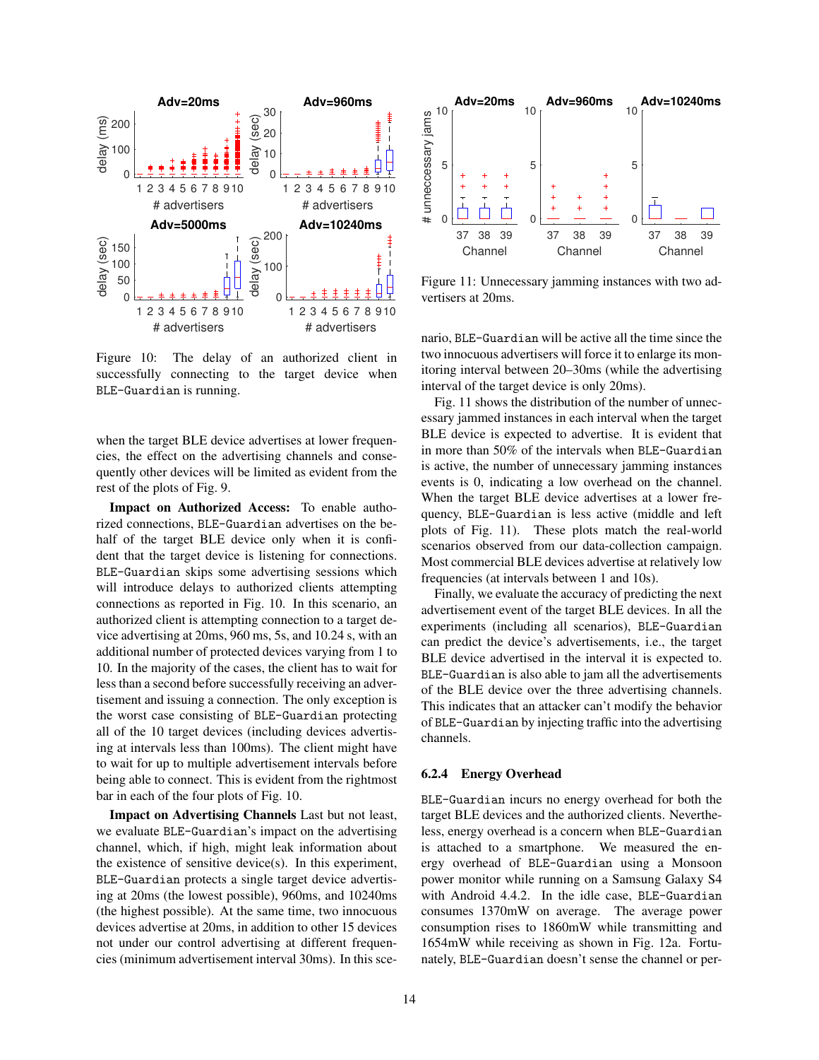Figure 10: The delay of an authorized client in successfully connecting to the target device when BLE-Guardian is running.

when the target BLE device advertises at lower frequencies, the effect on the advertising channels and consequently other devices will be limited as evident from the rest of the plots of Fig. 9.

**Impact on Authorized Access:** To enable authorized connections, BLE-Guardian advertises on the behalf of the target BLE device only when it is confident that the target device is listening for connections. BLE-Guardian skips some advertising sessions which will introduce delays to authorized clients attempting connections as reported in Fig. 10. In this scenario, an authorized client is attempting connection to a target device advertising at 20ms, 960 ms, 5s, and 10.24 s, with an additional number of protected devices varying from 1 to 10. In the majority of the cases, the client has to wait for less than a second before successfully receiving an advertisement and issuing a connection. The only exception is the worst case consisting of BLE-Guardian protecting all of the 10 target devices (including devices advertising at intervals less than 100ms). The client might have to wait for up to multiple advertisement intervals before being able to connect. This is evident from the rightmost bar in each of the four plots of Fig. 10.

**Impact on Advertising Channels** Last but not least, we evaluate BLE-Guardian's impact on the advertising channel, which, if high, might leak information about the existence of sensitive device(s). In this experiment, BLE-Guardian protects a single target device advertising at 20ms (the lowest possible), 960ms, and 10240ms (the highest possible). At the same time, two innocuous devices advertise at 20ms, in addition to other 15 devices not under our control advertising at different frequencies (minimum advertisement interval 30ms). In this scenario, BLE-Guardian will be active all the time since the two innocuous advertisers will force it to enlarge its monitoring interval between 20–30ms (while the advertising interval of the target device is only 20ms).

Figure 11: Unnecessary jamming instances with two advertisers at 20ms.

Fig. 11 shows the distribution of the number of unnecessary jammed instances in each interval when the target BLE device is expected to advertise. It is evident that in more than 50% of the intervals when BLE-Guardian is active, the number of unnecessary jamming instances events is 0, indicating a low overhead on the channel. When the target BLE device advertises at a lower frequency, BLE-Guardian is less active (middle and left plots of Fig. 11). These plots match the real-world scenarios observed from our data-collection campaign. Most commercial BLE devices advertise at relatively low frequencies (at intervals between 1 and 10s).

Finally, we evaluate the accuracy of predicting the next advertisement event of the target BLE devices. In all the experiments (including all scenarios), BLE-Guardian can predict the device's advertisements, i.e., the target BLE device advertised in the interval it is expected to. BLE-Guardian is also able to jam all the advertisements of the BLE device over the three advertising channels. This indicates that an attacker can't modify the behavior of BLE-Guardian by injecting traffic into the advertising channels.

#### 6.2.4 Energy Overhead

BLE-Guardian incurs no energy overhead for both the target BLE devices and the authorized clients. Nevertheless, energy overhead is a concern when BLE-Guardian is attached to a smartphone. We measured the energy overhead of BLE-Guardian using a Monsoon power monitor while running on a Samsung Galaxy S4 with Android 4.4.2. In the idle case, BLE-Guardian consumes 1370mW on average. The average power consumption rises to 1860mW while transmitting and 1654mW while receiving as shown in Fig. 12a. Fortunately, BLE-Guardian doesn't sense the channel or per-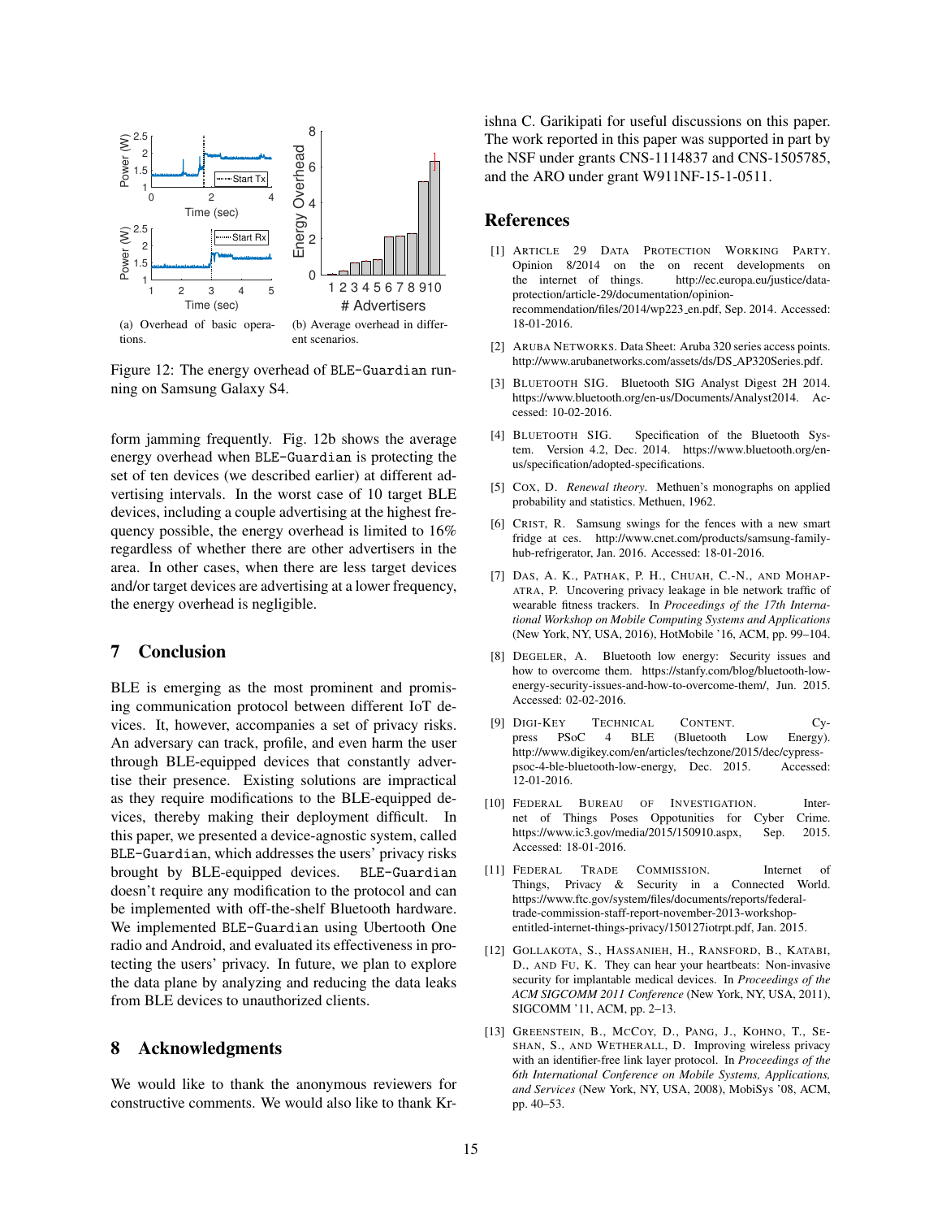(a) Overhead of basic operations.

(b) Average overhead in different scenarios.

Figure 12: The energy overhead of BLE-Guardian running on Samsung Galaxy S4.

form jamming frequently. Fig. 12b shows the average energy overhead when BLE-Guardian is protecting the set of ten devices (we described earlier) at different advertising intervals. In the worst case of 10 target BLE devices, including a couple advertising at the highest frequency possible, the energy overhead is limited to 16% regardless of whether there are other advertisers in the area. In other cases, when there are less target devices and/or target devices are advertising at a lower frequency, the energy overhead is negligible.

## 7 Conclusion

BLE is emerging as the most prominent and promising communication protocol between different IoT devices. It, however, accompanies a set of privacy risks. An adversary can track, profile, and even harm the user through BLE-equipped devices that constantly advertise their presence. Existing solutions are impractical as they require modifications to the BLE-equipped devices, thereby making their deployment difficult. In this paper, we presented a device-agnostic system, called BLE-Guardian, which addresses the users' privacy risks brought by BLE-equipped devices. BLE-Guardian doesn't require any modification to the protocol and can be implemented with off-the-shelf Bluetooth hardware. We implemented BLE-Guardian using Ubertooth One radio and Android, and evaluated its effectiveness in protecting the users' privacy. In future, we plan to explore the data plane by analyzing and reducing the data leaks from BLE devices to unauthorized clients.

## 8 Acknowledgments

We would like to thank the anonymous reviewers for constructive comments. We would also like to thank Krishna C. Garikipati for useful discussions on this paper. The work reported in this paper was supported in part by the NSF under grants CNS-1114837 and CNS-1505785, and the ARO under grant W911NF-15-1-0511.

## References

[1] Article 29 Data Protection Working Party. Opinion 8/2014 on the on recent developments on the internet of things. http://ec.europa.eu/justice/data-protection/article-29/documentation/opinion-recommendation/files/2014/wp223_en.pdf, Sep. 2014. Accessed: 18-01-2016.

[2] Aruba Networks. Data Sheet: Aruba 320 series access points. http://www.arubanetworks.com/assets/ds/DS_AP320Series.pdf.

[3] Bluetooth SIG. Bluetooth SIG Analyst Digest 2H 2014. https://www.bluetooth.org/en-us/Documents/Analyst2014. Accessed: 10-02-2016.

[4] Bluetooth SIG. Specification of the Bluetooth System. Version 4.2, Dec. 2014. https://www.bluetooth.org/en-us/specification/adopted-specifications.

[5] Cox, D. *Renewal theory*. Methuen's monographs on applied probability and statistics. Methuen, 1962.

[6] Crist, R. Samsung swings for the fences with a new smart fridge at ces. http://www.cnet.com/products/samsung-family-hub-refrigerator, Jan. 2016. Accessed: 18-01-2016.

[7] Das, A. K., Pathak, P. H., Chuah, C.-N., and Mohapatra, P. Uncovering privacy leakage in ble network traffic of wearable fitness trackers. In *Proceedings of the 17th International Workshop on Mobile Computing Systems and Applications* (New York, NY, USA, 2016), HotMobile '16, ACM, pp. 99–104.

[8] Degeler, A. Bluetooth low energy: Security issues and how to overcome them. https://stanfy.com/blog/bluetooth-low-energy-security-issues-and-how-to-overcome-them/, Jun. 2015. Accessed: 02-02-2016.

[9] Digi-Key Technical Content. Cypress PSoC 4 BLE (Bluetooth Low Energy). http://www.digikey.com/en/articles/techzone/2015/dec/cypress-psoc-4-ble-bluetooth-low-energy, Dec. 2015. Accessed: 12-01-2016.

[10] Federal Bureau of Investigation. Internet of Things Poses Opportunities for Cyber Crime. https://www.ic3.gov/media/2015/150910.aspx, Sep. 2015. Accessed: 18-01-2016.

[11] Federal Trade Commission. Internet of Things, Privacy & Security in a Connected World. https://www.ftc.gov/system/files/documents/reports/federal-trade-commission-staff-report-november-2013-workshop-entitled-internet-things-privacy/150127iotrpt.pdf, Jan. 2015.

[12] Gollakota, S., Hassanieh, H., Ransford, B., Katabi, D., and Fu, K. They can hear your heartbeats: Non-invasive security for implantable medical devices. In *Proceedings of the ACM SIGCOMM 2011 Conference* (New York, NY, USA, 2011), SIGCOMM '11, ACM, pp. 2–13.

[13] Greenstein, B., McCoy, D., Pang, J., Kohno, T., Seshan, S., and Wetherall, D. Improving wireless privacy with an identifier-free link layer protocol. In *Proceedings of the 6th International Conference on Mobile Systems, Applications, and Services* (New York, NY, USA, 2008), MobiSys '08, ACM, pp. 40–53.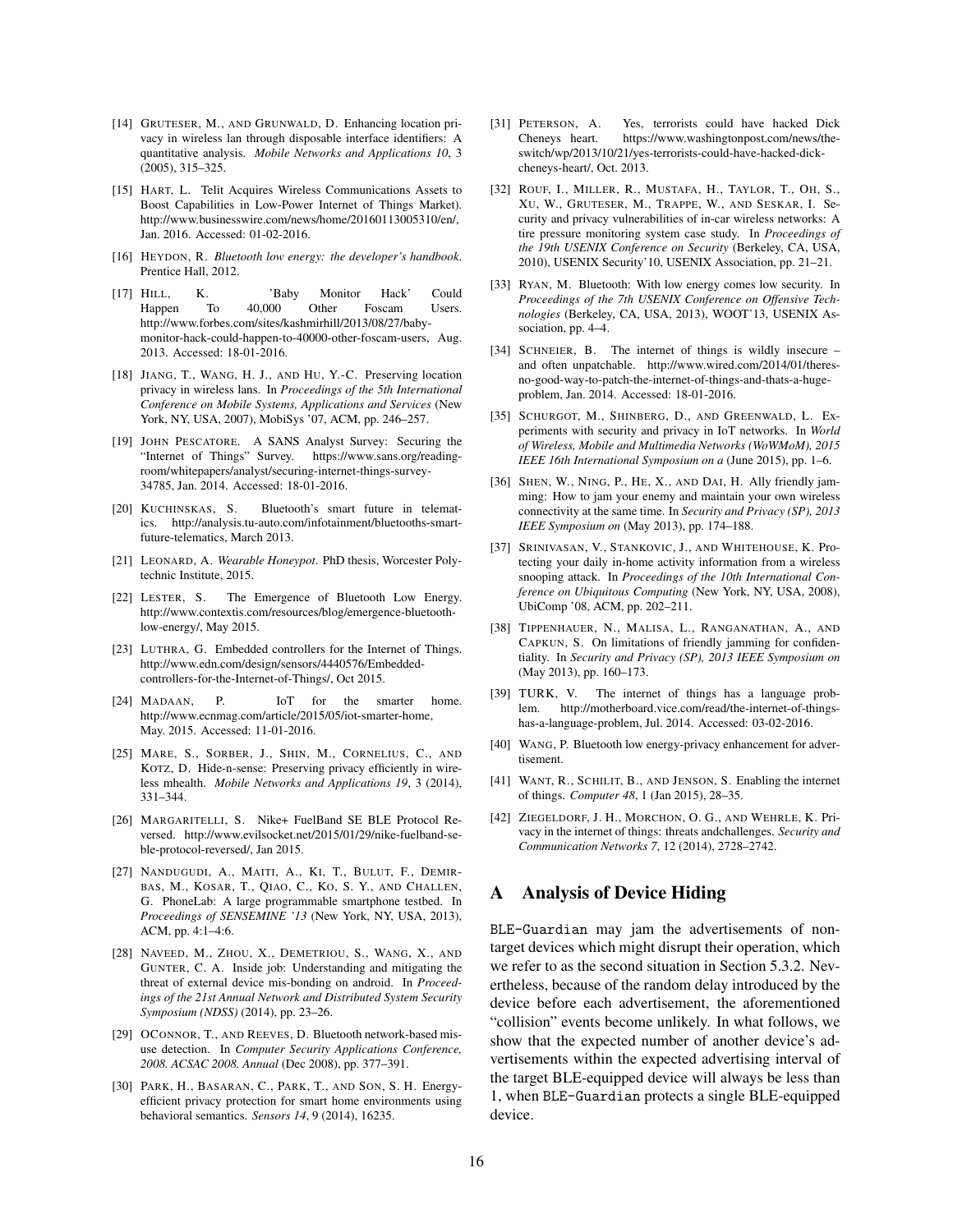[14] GRUTESER, M., AND GRUNWALD, D. Enhancing location privacy in wireless lan through disposable interface identifiers: A quantitative analysis. *Mobile Networks and Applications 10*, 3 (2005), 315–325.

[15] HART, L. Telit Acquires Wireless Communications Assets to Boost Capabilities in Low-Power Internet of Things Market). http://www.businesswire.com/news/home/20160113005310/en/, Jan. 2016. Accessed: 01-02-2016.

[16] HEYDON, R. *Bluetooth low energy: the developer's handbook*. Prentice Hall, 2012.

[17] HILL, K. 'Baby Monitor Hack' Could Happen To 40,000 Other Foscam Users. http://www.forbes.com/sites/kashmirhill/2013/08/27/baby-monitor-hack-could-happen-to-40000-other-foscam-users, Aug. 2013. Accessed: 18-01-2016.

[18] JIANG, T., WANG, H. J., AND HU, Y.-C. Preserving location privacy in wireless lans. In *Proceedings of the 5th International Conference on Mobile Systems, Applications and Services* (New York, NY, USA, 2007), MobiSys '07, ACM, pp. 246–257.

[19] JOHN PESCATORE. A SANS Analyst Survey: Securing the "Internet of Things" Survey. https://www.sans.org/reading-room/whitepapers/analyst/securing-internet-things-survey-34785, Jan. 2014. Accessed: 18-01-2016.

[20] KUCHINSKAS, S. Bluetooth's smart future in telematics. http://analysis.tu-auto.com/infotainment/bluetooths-smart-future-telematics, March 2013.

[21] LEONARD, A. *Wearable Honeypot*. PhD thesis, Worcester Polytechnic Institute, 2015.

[22] LESTER, S. The Emergence of Bluetooth Low Energy. http://www.contextis.com/resources/blog/emergence-bluetooth-low-energy/, May 2015.

[23] LUTHRA, G. Embedded controllers for the Internet of Things. http://www.edn.com/design/sensors/4440576/Embedded-controllers-for-the-Internet-of-Things/, Oct 2015.

[24] MADAAN, P. IoT for the smarter home. http://www.ecnmag.com/article/2015/05/iot-smarter-home, May. 2015. Accessed: 11-01-2016.

[25] MARE, S., SORBER, J., SHIN, M., CORNELIUS, C., AND KOTZ, D. Hide-n-sense: Preserving privacy efficiently in wireless mhealth. *Mobile Networks and Applications 19*, 3 (2014), 331–344.

[26] MARGARITELLI, S. Nike+ FuelBand SE BLE Protocol Reversed. http://www.evilsocket.net/2015/01/29/nike-fuelband-se-ble-protocol-reversed/, Jan 2015.

[27] NANDUGUDI, A., MAITI, A., KI, T., BULUT, F., DEMIRBAS, M., KOSAR, T., QIAO, C., KO, S. Y., AND CHALLEN, G. PhoneLab: A large programmable smartphone testbed. In *Proceedings of SENSEMINE '13* (New York, NY, USA, 2013), ACM, pp. 4:1–4:6.

[28] NAVEED, M., ZHOU, X., DEMETRIOU, S., WANG, X., AND GUNTER, C. A. Inside job: Understanding and mitigating the threat of external device mis-bonding on android. In *Proceedings of the 21st Annual Network and Distributed System Security Symposium (NDSS)* (2014), pp. 23–26.

[29] OCONNOR, T., AND REEVES, D. Bluetooth network-based misuse detection. In *Computer Security Applications Conference, 2008. ACSAC 2008. Annual* (Dec 2008), pp. 377–391.

[30] PARK, H., BASARAN, C., PARK, T., AND SON, S. H. Energy-efficient privacy protection for smart home environments using behavioral semantics. *Sensors 14*, 9 (2014), 16235.

[31] PETERSON, A. Yes, terrorists could have hacked Dick Cheneys heart. https://www.washingtonpost.com/news/the-switch/wp/2013/10/21/yes-terrorists-could-have-hacked-dick-cheneys-heart/, Oct. 2013.

[32] ROUF, I., MILLER, R., MUSTAFA, H., TAYLOR, T., OH, S., XU, W., GRUTESER, M., TRAPPE, W., AND SESKAR, I. Security and privacy vulnerabilities of in-car wireless networks: A tire pressure monitoring system case study. In *Proceedings of the 19th USENIX Conference on Security* (Berkeley, CA, USA, 2010), USENIX Security'10, USENIX Association, pp. 21–21.

[33] RYAN, M. Bluetooth: With low energy comes low security. In *Proceedings of the 7th USENIX Conference on Offensive Technologies* (Berkeley, CA, USA, 2013), WOOT'13, USENIX Association, pp. 4–4.

[34] SCHNEIER, B. The internet of things is wildly insecure – and often unpatchable. http://www.wired.com/2014/01/theres-no-good-way-to-patch-the-internet-of-things-and-thats-a-huge-problem, Jan. 2014. Accessed: 18-01-2016.

[35] SCHURGOT, M., SHINBERG, D., AND GREENWALD, L. Experiments with security and privacy in IoT networks. In *World of Wireless, Mobile and Multimedia Networks (WoWMoM), 2015 IEEE 16th International Symposium on a* (June 2015), pp. 1–6.

[36] SHEN, W., NING, P., HE, X., AND DAI, H. Ally friendly jamming: How to jam your enemy and maintain your own wireless connectivity at the same time. In *Security and Privacy (SP), 2013 IEEE Symposium on* (May 2013), pp. 174–188.

[37] SRINIVASAN, V., STANKOVIC, J., AND WHITEHOUSE, K. Protecting your daily in-home activity information from a wireless snooping attack. In *Proceedings of the 10th International Conference on Ubiquitous Computing* (New York, NY, USA, 2008), UbiComp '08, ACM, pp. 202–211.

[38] TIPPENHAUER, N., MALISA, L., RANGANATHAN, A., AND CAPKUN, S. On limitations of friendly jamming for confidentiality. In *Security and Privacy (SP), 2013 IEEE Symposium on* (May 2013), pp. 160–173.

[39] TURK, V. The internet of things has a language problem. http://motherboard.vice.com/read/the-internet-of-things-has-a-language-problem, Jul. 2014. Accessed: 03-02-2016.

[40] WANG, P. Bluetooth low energy-privacy enhancement for advertisement.

[41] WANT, R., SCHILIT, B., AND JENSON, S. Enabling the internet of things. *Computer 48*, 1 (Jan 2015), 28–35.

[42] ZIEGELDORF, J. H., MORCHON, O. G., AND WEHRLE, K. Privacy in the internet of things: threats andchallenges. *Security and Communication Networks 7*, 12 (2014), 2728–2742.

# A Analysis of Device Hiding

BLE-Guardian may jam the advertisements of non-target devices which might disrupt their operation, which we refer to as the second situation in Section 5.3.2. Nevertheless, because of the random delay introduced by the device before each advertisement, the aforementioned "collision" events become unlikely. In what follows, we show that the expected number of another device's advertisements within the expected advertising interval of the target BLE-equipped device will always be less than 1, when BLE-Guardian protects a single BLE-equipped device.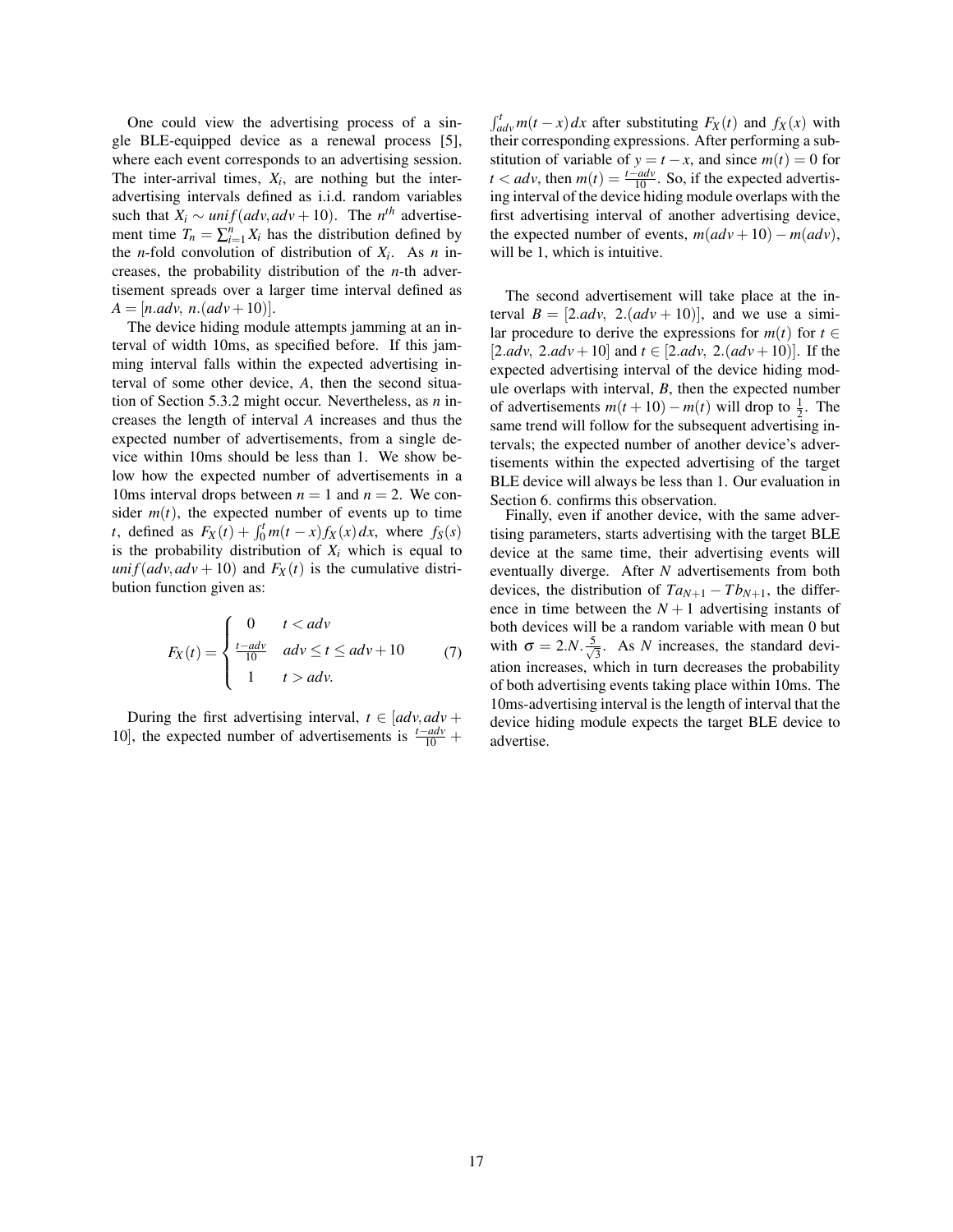One could view the advertising process of a single BLE-equipped device as a renewal process [5], where each event corresponds to an advertising session. The inter-arrival times, $X_i$, are nothing but the inter-advertising intervals defined as i.i.d. random variables such that $X_i \sim unif(adv, adv+10)$. The $n^{th}$ advertisement time $T_n = \sum_{i=1}^{n} X_i$ has the distribution defined by the $n$-fold convolution of distribution of $X_i$. As $n$ increases, the probability distribution of the $n$-th advertisement spreads over a larger time interval defined as $A = [n.adv,\ n.(adv+10)]$.

The device hiding module attempts jamming at an interval of width 10ms, as specified before. If this jamming interval falls within the expected advertising interval of some other device, $A$, then the second situation of Section 5.3.2 might occur. Nevertheless, as $n$ increases the length of interval $A$ increases and thus the expected number of advertisements, from a single device within 10ms should be less than 1. We show below how the expected number of advertisements in a 10ms interval drops between $n = 1$ and $n = 2$. We consider $m(t)$, the expected number of events up to time $t$, defined as $F_X(t) + \int_0^t m(t-x) f_X(x)\, dx$, where $f_S(s)$ is the probability distribution of $X_i$ which is equal to $unif(adv, adv+10)$ and $F_X(t)$ is the cumulative distribution function given as:

$$F_X(t) = \begin{cases} 0 & t < adv \\ \frac{t-adv}{10} & adv \leq t \leq adv+10 \\ 1 & t > adv. \end{cases} \tag{7}$$

During the first advertising interval, $t \in [adv, adv+10]$, the expected number of advertisements is $\frac{t-adv}{10} + \int_{adv}^{t} m(t-x)\, dx$ after substituting $F_X(t)$ and $f_X(x)$ with their corresponding expressions. After performing a substitution of variable of $y = t - x$, and since $m(t) = 0$ for $t < adv$, then $m(t) = \frac{t-adv}{10}$. So, if the expected advertising interval of the device hiding module overlaps with the first advertising interval of another advertising device, the expected number of events, $m(adv+10) - m(adv)$, will be 1, which is intuitive.

The second advertisement will take place at the interval $B = [2.adv,\ 2.(adv+10)]$, and we use a similar procedure to derive the expressions for $m(t)$ for $t \in [2.adv,\ 2.adv+10]$ and $t \in [2.adv,\ 2.(adv+10)]$. If the expected advertising interval of the device hiding module overlaps with interval, $B$, then the expected number of advertisements $m(t+10) - m(t)$ will drop to $\frac{1}{2}$. The same trend will follow for the subsequent advertising intervals; the expected number of another device's advertisements within the expected advertising of the target BLE device will always be less than 1. Our evaluation in Section 6. confirms this observation.

Finally, even if another device, with the same advertising parameters, starts advertising with the target BLE device at the same time, their advertising events will eventually diverge. After $N$ advertisements from both devices, the distribution of $Ta_{N+1} - Tb_{N+1}$, the difference in time between the $N+1$ advertising instants of both devices will be a random variable with mean 0 but with $\sigma = 2.N.\frac{5}{\sqrt{3}}$. As $N$ increases, the standard deviation increases, which in turn decreases the probability of both advertising events taking place within 10ms. The 10ms-advertising interval is the length of interval that the device hiding module expects the target BLE device to advertise.